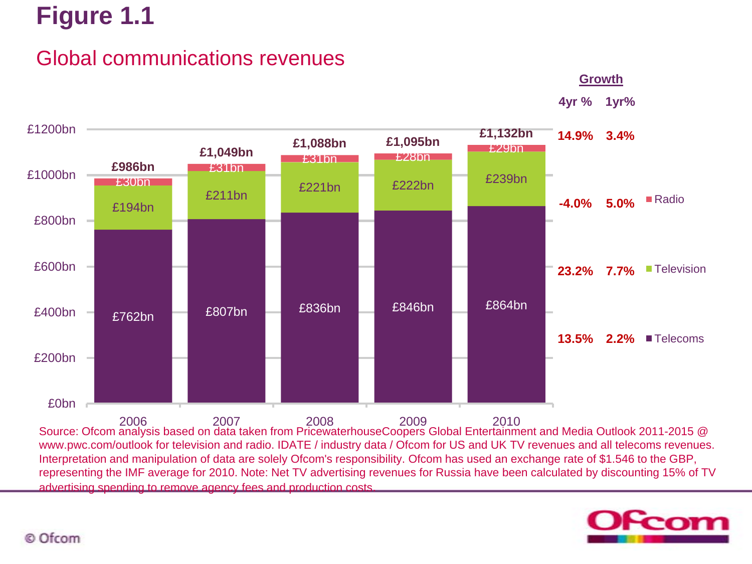# Figure 1.1

## Global communications revenues

| | 2006 | 2007 | 2008 | 2009 | 2010 | Growth 4yr % | Growth 1yr% |
|---|---|---|---|---|---|---|---|
| Total | £986bn | £1,049bn | £1,088bn | £1,095bn | £1,132bn | 14.9% | 3.4% |
| Radio | £30bn | £31bn | £31bn | £28bn | £29bn | -4.0% | 5.0% |
| Television | £194bn | £211bn | £221bn | £222bn | £239bn | 23.2% | 7.7% |
| Telecoms | £762bn | £807bn | £836bn | £846bn | £864bn | 13.5% | 2.2% |

Source: Ofcom analysis based on data taken from PricewaterhouseCoopers Global Entertainment and Media Outlook 2011-2015 @ www.pwc.com/outlook for television and radio. IDATE / industry data / Ofcom for US and UK TV revenues and all telecoms revenues. Interpretation and manipulation of data are solely Ofcom's responsibility. Ofcom has used an exchange rate of $1.546 to the GBP, representing the IMF average for 2010. Note: Net TV advertising revenues for Russia have been calculated by discounting 15% of TV advertising spending to remove agency fees and production costs.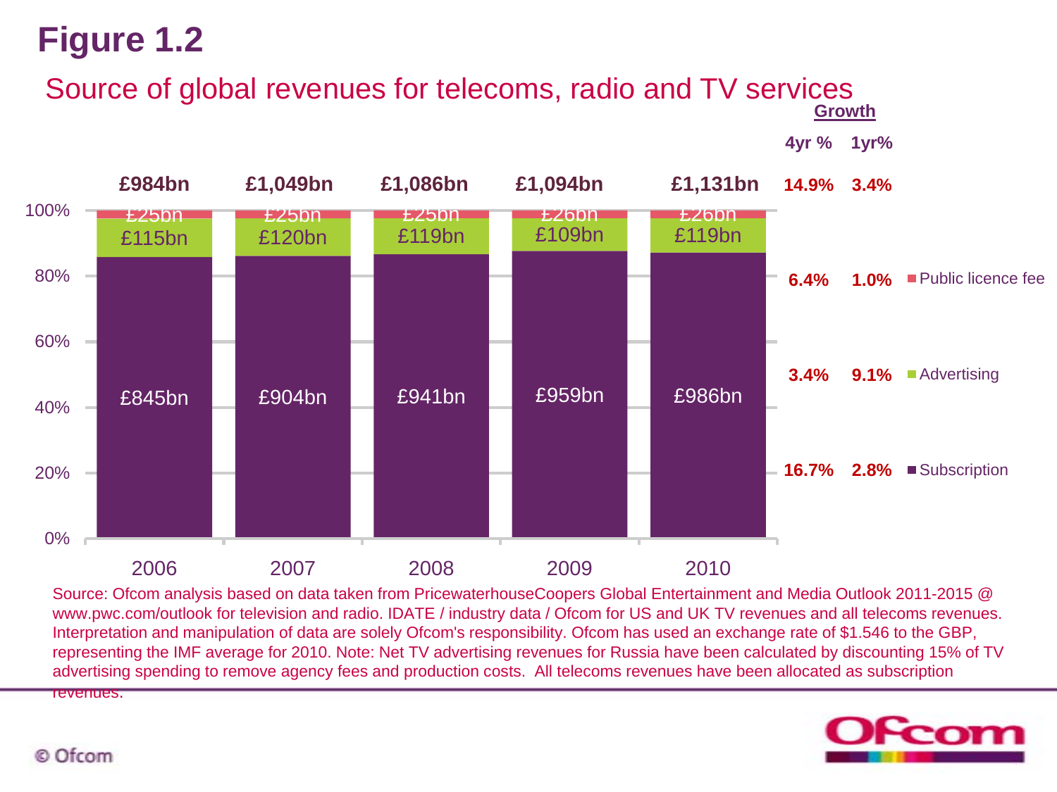# Figure 1.2

## Source of global revenues for telecoms, radio and TV services

| | 2006 | 2007 | 2008 | 2009 | 2010 | Growth 4yr % | Growth 1yr% |
|---|---|---|---|---|---|---|---|
| Total | £984bn | £1,049bn | £1,086bn | £1,094bn | £1,131bn | 14.9% | 3.4% |
| Public licence fee | £25bn | £25bn | £25bn | £26bn | £26bn | 6.4% | 1.0% |
| Advertising | £115bn | £120bn | £119bn | £109bn | £119bn | 3.4% | 9.1% |
| Subscription | £845bn | £904bn | £941bn | £959bn | £986bn | 16.7% | 2.8% |

Source: Ofcom analysis based on data taken from PricewaterhouseCoopers Global Entertainment and Media Outlook 2011-2015 @ www.pwc.com/outlook for television and radio. IDATE / industry data / Ofcom for US and UK TV revenues and all telecoms revenues. Interpretation and manipulation of data are solely Ofcom's responsibility. Ofcom has used an exchange rate of $1.546 to the GBP, representing the IMF average for 2010. Note: Net TV advertising revenues for Russia have been calculated by discounting 15% of TV advertising spending to remove agency fees and production costs. All telecoms revenues have been allocated as subscription revenues.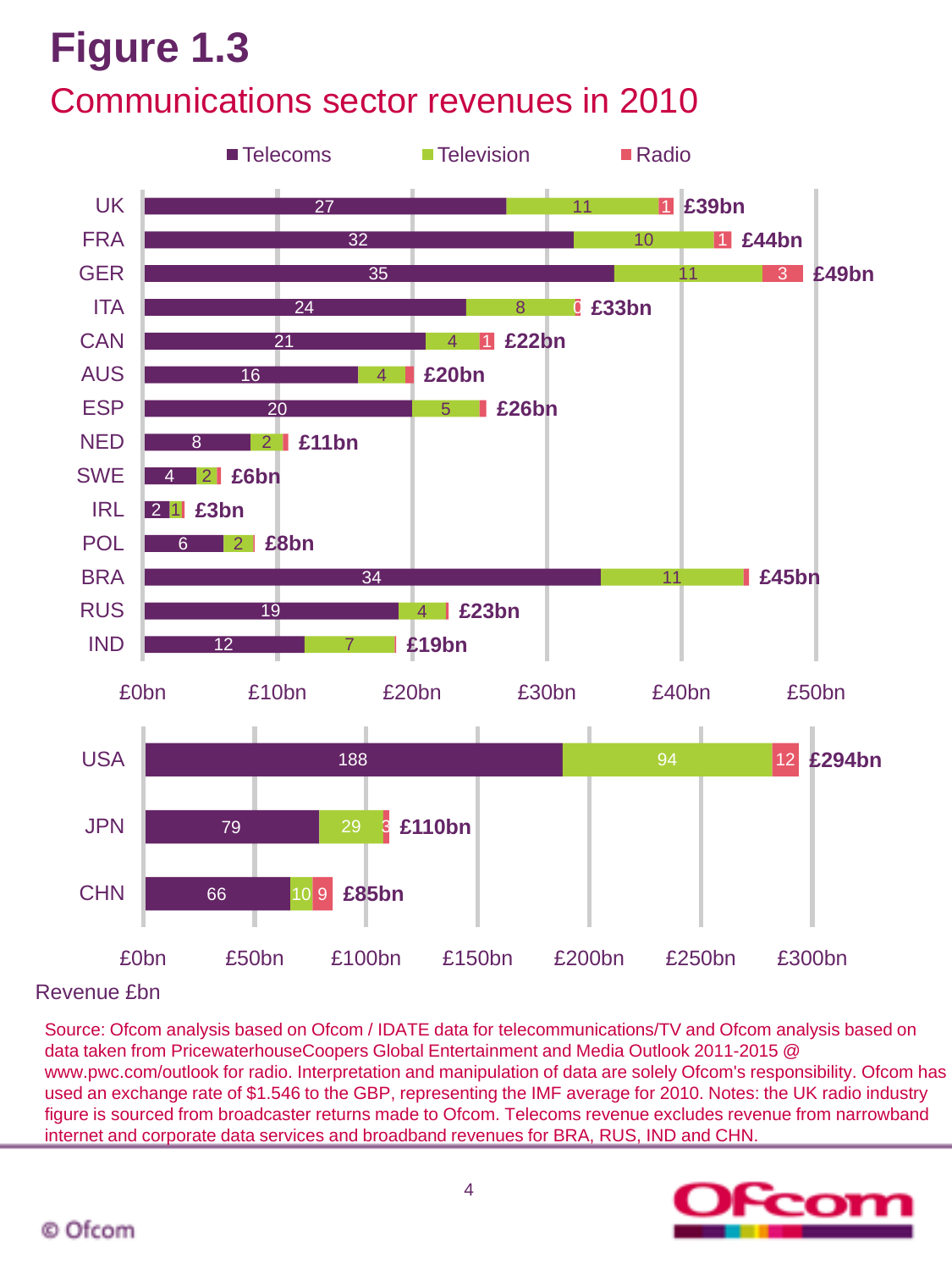# Figure 1.3

## Communications sector revenues in 2010

| Country | Telecoms | Television | Radio | Total |
| --- | --- | --- | --- | --- |
| UK | 27 | 11 | 1 | £39bn |
| FRA | 32 | 10 | 1 | £44bn |
| GER | 35 | 11 | 3 | £49bn |
| ITA | 24 | 8 | 0 | £33bn |
| CAN | 21 | 4 | 1 | £22bn |
| AUS | 16 | 4 | | £20bn |
| ESP | 20 | 5 | | £26bn |
| NED | 8 | 2 | | £11bn |
| SWE | 4 | 2 | | £6bn |
| IRL | 2 | 1 | | £3bn |
| POL | 6 | 2 | | £8bn |
| BRA | 34 | 11 | | £45bn |
| RUS | 19 | 4 | | £23bn |
| IND | 12 | 7 | | £19bn |
| USA | 188 | 94 | 12 | £294bn |
| JPN | 79 | 29 | 3 | £110bn |
| CHN | 66 | 10 | 9 | £85bn |

Revenue £bn

Source: Ofcom analysis based on Ofcom / IDATE data for telecommunications/TV and Ofcom analysis based on data taken from PricewaterhouseCoopers Global Entertainment and Media Outlook 2011-2015 @ www.pwc.com/outlook for radio. Interpretation and manipulation of data are solely Ofcom's responsibility. Ofcom has used an exchange rate of $1.546 to the GBP, representing the IMF average for 2010. Notes: the UK radio industry figure is sourced from broadcaster returns made to Ofcom. Telecoms revenue excludes revenue from narrowband internet and corporate data services and broadband revenues for BRA, RUS, IND and CHN.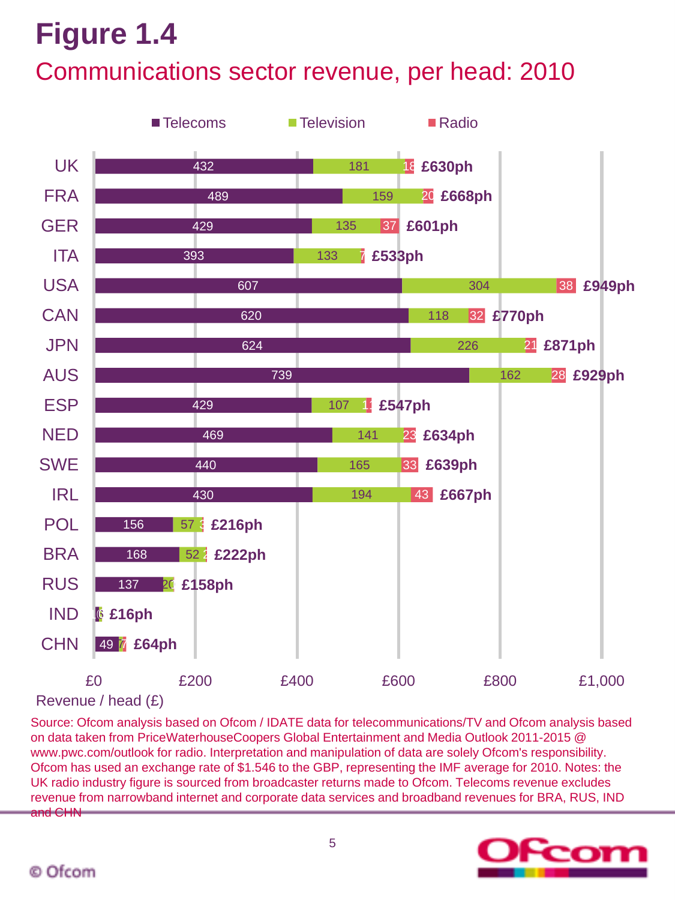# Figure 1.4

## Communications sector revenue, per head: 2010

| Country | Telecoms | Television | Radio | Total |
|---|---|---|---|---|
| UK | 432 | 181 | 18 | £630ph |
| FRA | 489 | 159 | 20 | £668ph |
| GER | 429 | 135 | 37 | £601ph |
| ITA | 393 | 133 | 7 | £533ph |
| USA | 607 | 304 | 38 | £949ph |
| CAN | 620 | 118 | 32 | £770ph |
| JPN | 624 | 226 | 21 | £871ph |
| AUS | 739 | 162 | 28 | £929ph |
| ESP | 429 | 107 | 11 | £547ph |
| NED | 469 | 141 | 23 | £634ph |
| SWE | 440 | 165 | 33 | £639ph |
| IRL | 430 | 194 | 43 | £667ph |
| POL | 156 | 57 | 3 | £216ph |
| BRA | 168 | 52 | 2 | £222ph |
| RUS | 137 | 20 | | £158ph |
| IND | | 6 | | £16ph |
| CHN | 49 | 7 | 7 | £64ph |

Revenue / head (£)

Source: Ofcom analysis based on Ofcom / IDATE data for telecommunications/TV and Ofcom analysis based on data taken from PriceWaterhouseCoopers Global Entertainment and Media Outlook 2011-2015 @ www.pwc.com/outlook for radio. Interpretation and manipulation of data are solely Ofcom's responsibility. Ofcom has used an exchange rate of $1.546 to the GBP, representing the IMF average for 2010. Notes: the UK radio industry figure is sourced from broadcaster returns made to Ofcom. Telecoms revenue excludes revenue from narrowband internet and corporate data services and broadband revenues for BRA, RUS, IND and CHN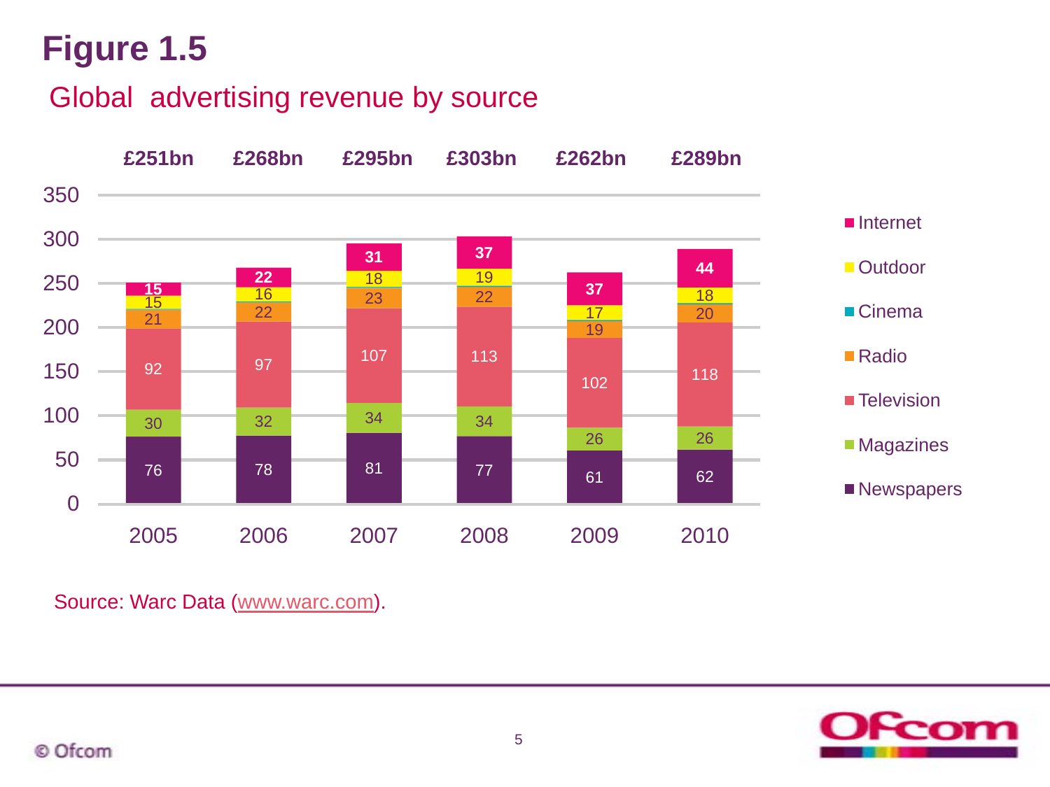# Figure 1.5

## Global advertising revenue by source

| Source | 2005 | 2006 | 2007 | 2008 | 2009 | 2010 |
|---|---|---|---|---|---|---|
| Internet | 15 | 22 | 31 | 37 | 37 | 44 |
| Outdoor | 15 | 16 | 18 | 19 | 17 | 18 |
| Cinema | | | | | | |
| Radio | 21 | 22 | 23 | 22 | 19 | 20 |
| Television | 92 | 97 | 107 | 113 | 102 | 118 |
| Magazines | 30 | 32 | 34 | 34 | 26 | 26 |
| Newspapers | 76 | 78 | 81 | 77 | 61 | 62 |
| Total | £251bn | £268bn | £295bn | £303bn | £262bn | £289bn |

Source: Warc Data (www.warc.com).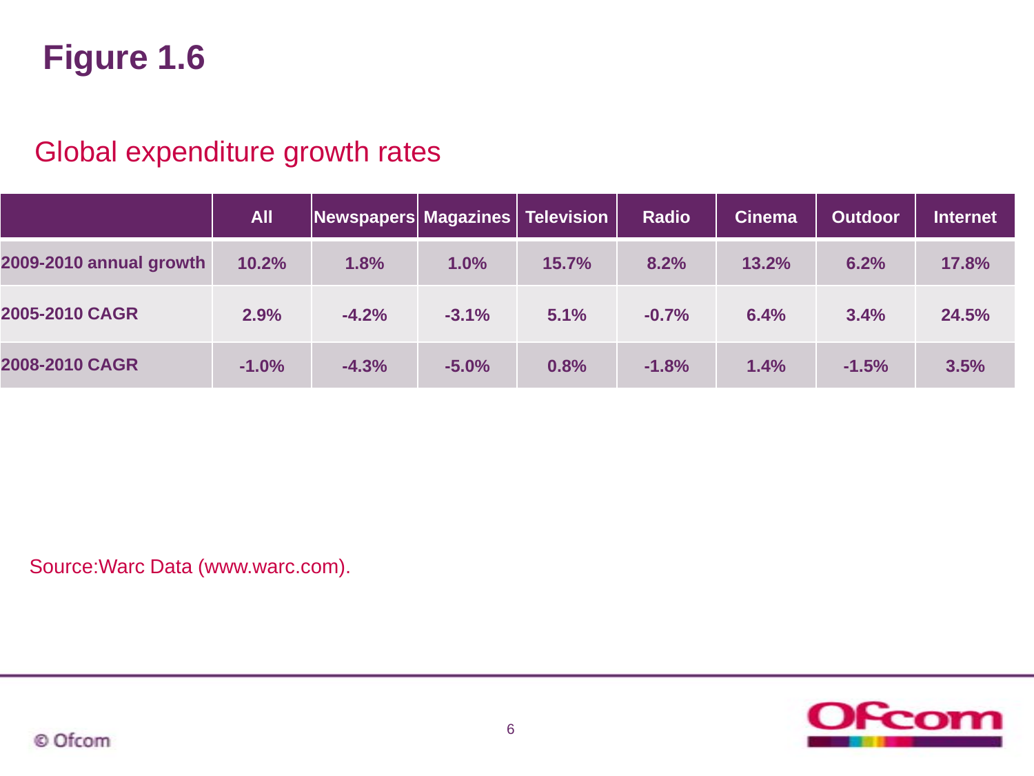# Figure 1.6

## Global expenditure growth rates

| | All | Newspapers | Magazines | Television | Radio | Cinema | Outdoor | Internet |
|---|---|---|---|---|---|---|---|---|
| 2009-2010 annual growth | 10.2% | 1.8% | 1.0% | 15.7% | 8.2% | 13.2% | 6.2% | 17.8% |
| 2005-2010 CAGR | 2.9% | -4.2% | -3.1% | 5.1% | -0.7% | 6.4% | 3.4% | 24.5% |
| 2008-2010 CAGR | -1.0% | -4.3% | -5.0% | 0.8% | -1.8% | 1.4% | -1.5% | 3.5% |

Source:Warc Data (www.warc.com).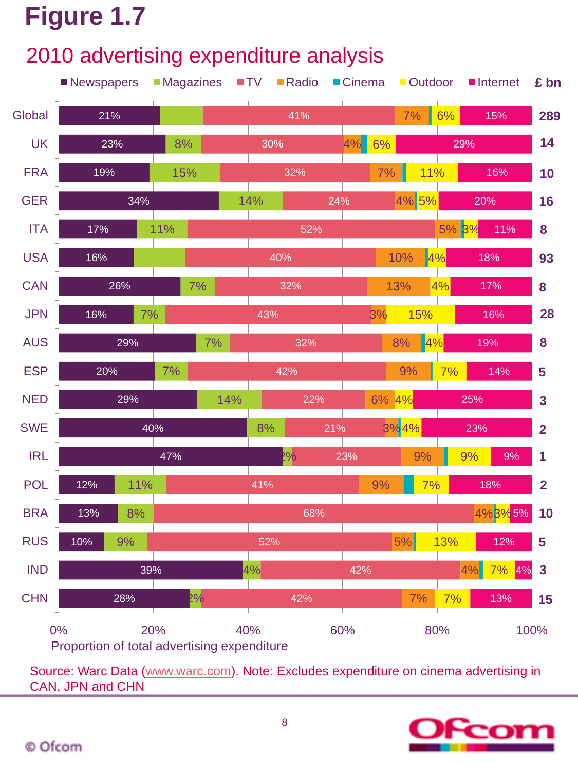# Figure 1.7

## 2010 advertising expenditure analysis

| Country | Newspapers | Magazines | TV | Radio | Cinema | Outdoor | Internet | £ bn |
|---|---|---|---|---|---|---|---|---|
| Global | 21% | | 41% | 7% | | 6% | 15% | 289 |
| UK | 23% | 8% | 30% | 4% | | 6% | 29% | 14 |
| FRA | 19% | 15% | 32% | 7% | | 11% | 16% | 10 |
| GER | 34% | 14% | 24% | 4% | | 5% | 20% | 16 |
| ITA | 17% | 11% | 52% | 5% | | 3% | 11% | 8 |
| USA | 16% | | 40% | 10% | | 4% | 18% | 93 |
| CAN | 26% | 7% | 32% | 13% | | 4% | 17% | 8 |
| JPN | 16% | 7% | 43% | 3% | | 15% | 16% | 28 |
| AUS | 29% | 7% | 32% | 8% | | 4% | 19% | 8 |
| ESP | 20% | 7% | 42% | 9% | | 7% | 14% | 5 |
| NED | 29% | 14% | 22% | 6% | | 4% | 25% | 3 |
| SWE | 40% | 8% | 21% | 3% | | 4% | 23% | 2 |
| IRL | 47% | 2% | 23% | 9% | | 9% | 9% | 1 |
| POL | 12% | 11% | 41% | 9% | | 7% | 18% | 2 |
| BRA | 13% | 8% | 68% | 4% | | 3% | 5% | 10 |
| RUS | 10% | 9% | 52% | 5% | | 13% | 12% | 5 |
| IND | 39% | 4% | 42% | 4% | | 7% | 4% | 3 |
| CHN | 28% | 2% | 42% | 7% | | 7% | 13% | 15 |

Proportion of total advertising expenditure

Source: Warc Data (www.warc.com). Note: Excludes expenditure on cinema advertising in CAN, JPN and CHN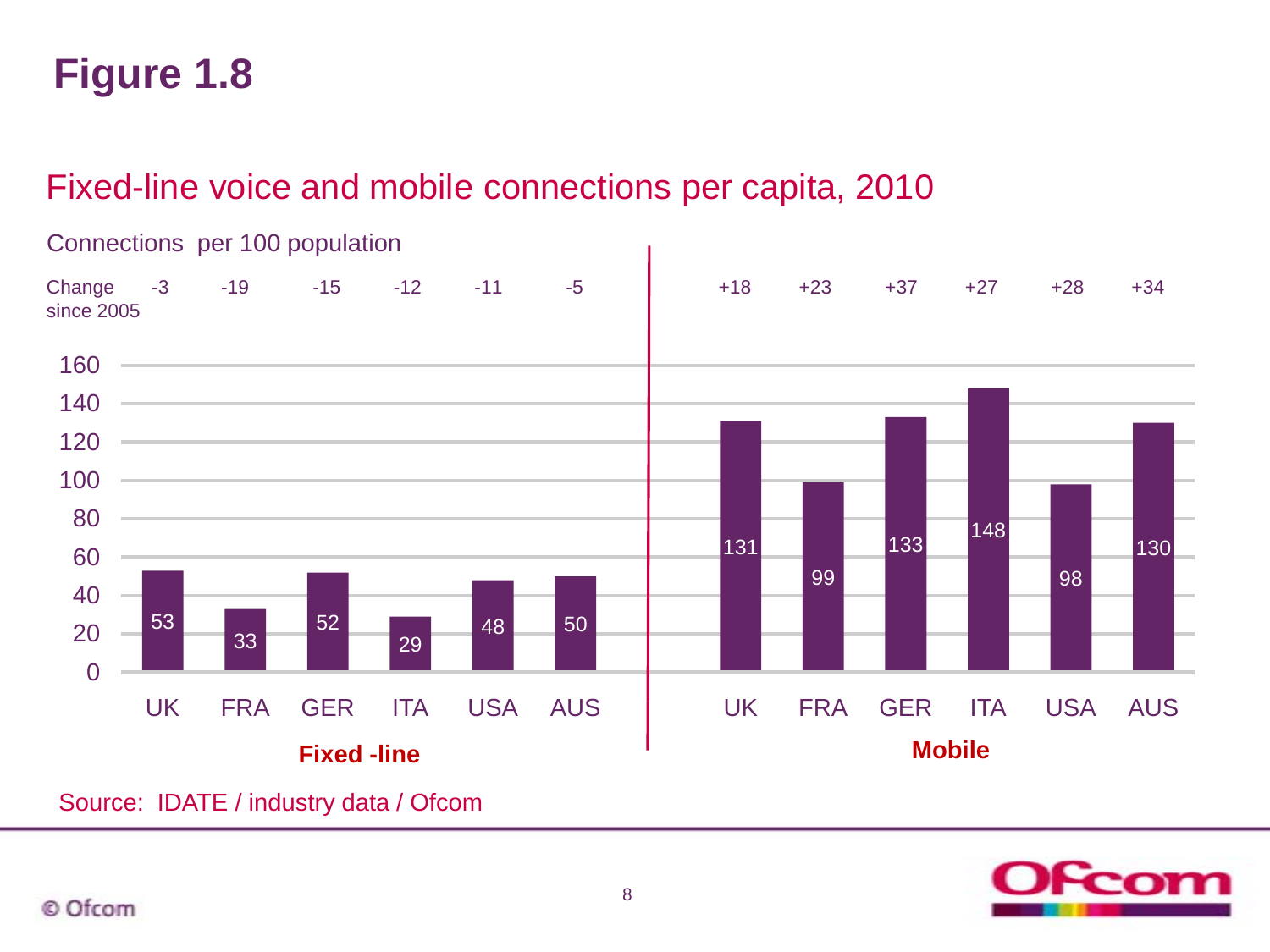# Figure 1.8

## Fixed-line voice and mobile connections per capita, 2010

Connections per 100 population

| | UK | FRA | GER | ITA | USA | AUS |
|---|---|---|---|---|---|---|
| **Fixed-line** | 53 | 33 | 52 | 29 | 48 | 50 |
| Change since 2005 | -3 | -19 | -15 | -12 | -11 | -5 |
| **Mobile** | 131 | 99 | 133 | 148 | 98 | 130 |
| Change since 2005 | +18 | +23 | +37 | +27 | +28 | +34 |

Source: IDATE / industry data / Ofcom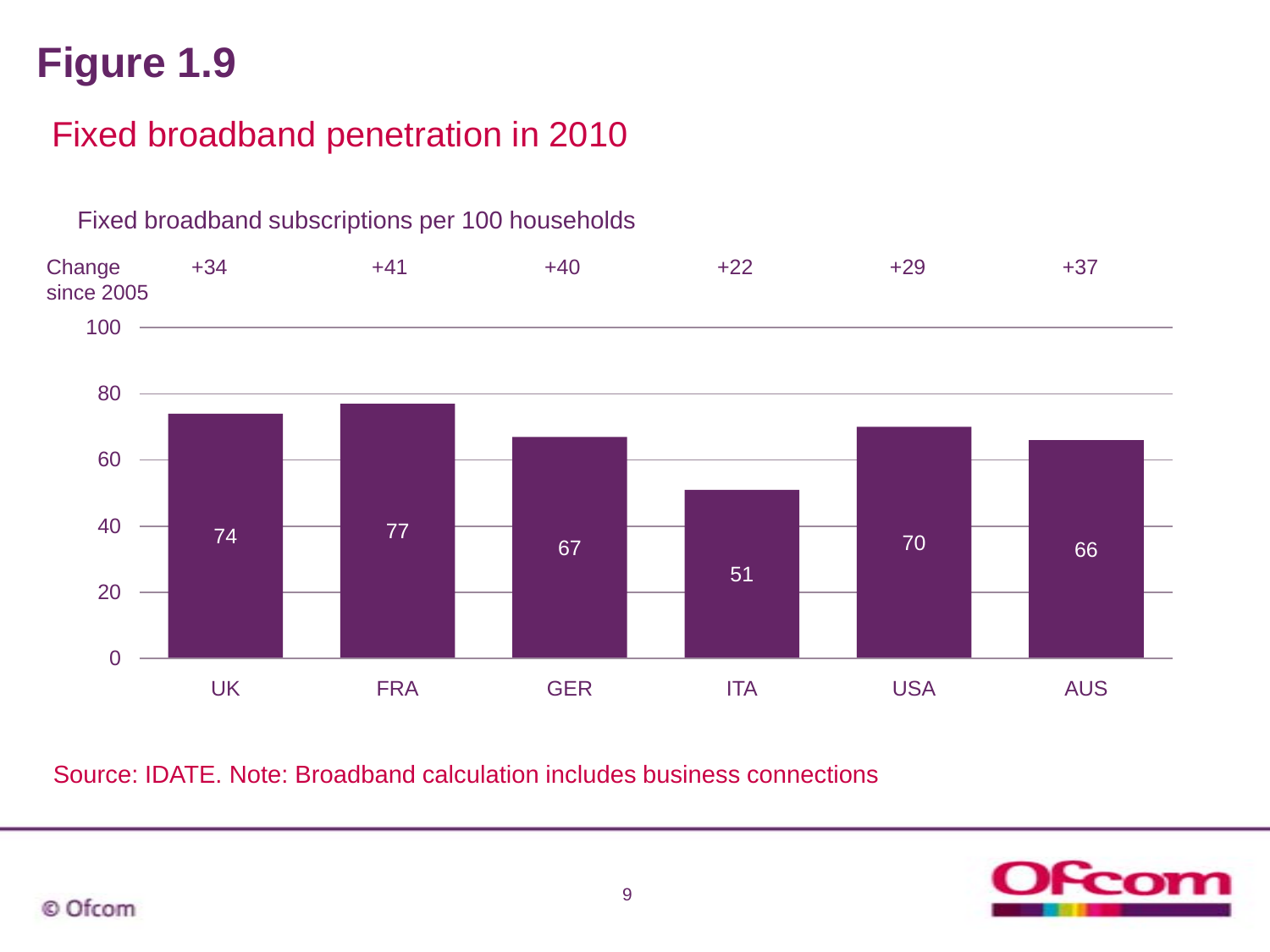# Figure 1.9

## Fixed broadband penetration in 2010

Fixed broadband subscriptions per 100 households

| | UK | FRA | GER | ITA | USA | AUS |
|---|---|---|---|---|---|---|
| Change since 2005 | +34 | +41 | +40 | +22 | +29 | +37 |
| 2010 | 74 | 77 | 67 | 51 | 70 | 66 |

Source: IDATE. Note: Broadband calculation includes business connections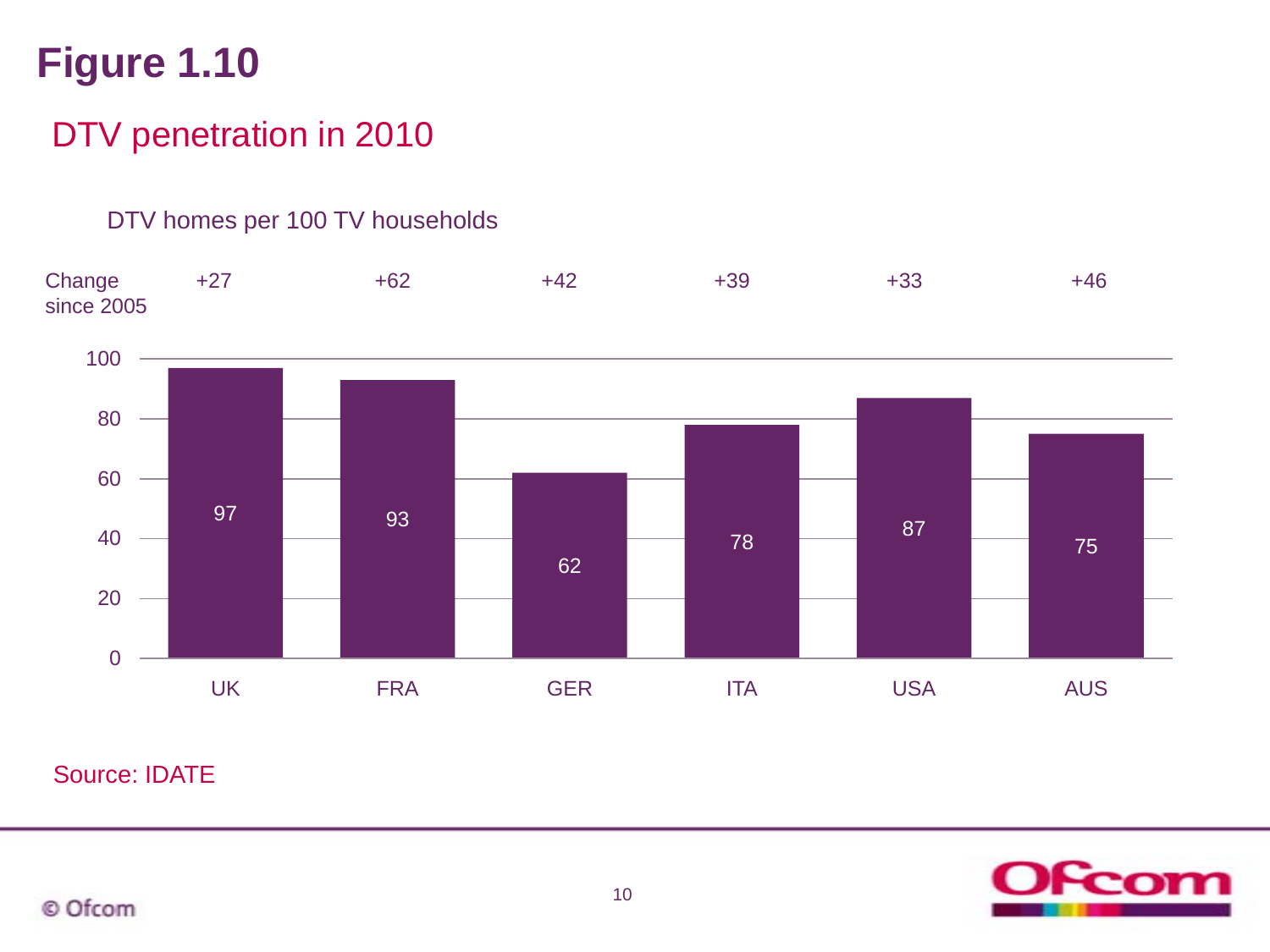# Figure 1.10

## DTV penetration in 2010

DTV homes per 100 TV households

| | UK | FRA | GER | ITA | USA | AUS |
|---|---|---|---|---|---|---|
| DTV homes per 100 TV households | 97 | 93 | 62 | 78 | 87 | 75 |
| Change since 2005 | +27 | +62 | +42 | +39 | +33 | +46 |

Source: IDATE

© Ofcom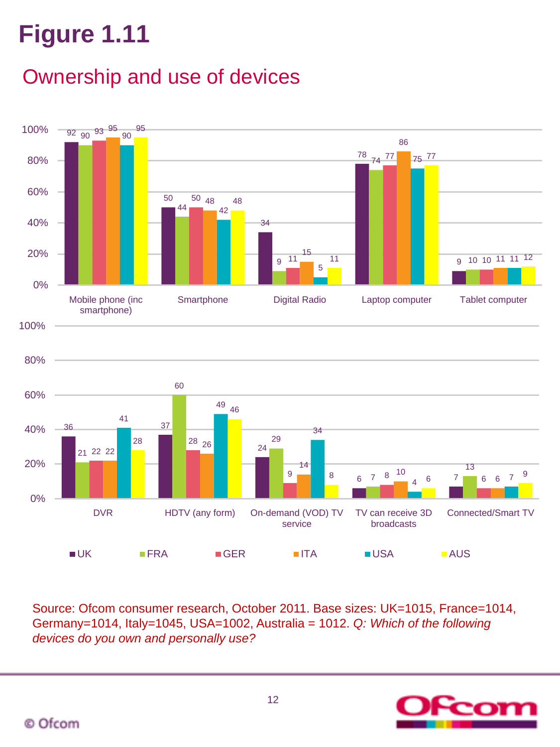# Figure 1.11

## Ownership and use of devices

| Device | UK | FRA | GER | ITA | USA | AUS |
|---|---|---|---|---|---|---|
| Mobile phone (inc smartphone) | 92 | 90 | 93 | 95 | 90 | 95 |
| Smartphone | 50 | 44 | 50 | 48 | 42 | 48 |
| Digital Radio | 34 | 9 | 11 | 15 | 5 | 11 |
| Laptop computer | 78 | 74 | 77 | 86 | 75 | 77 |
| Tablet computer | 9 | 10 | 10 | 11 | 11 | 12 |
| DVR | 36 | 21 | 22 | 22 | 41 | 28 |
| HDTV (any form) | 37 | 60 | 28 | 26 | 49 | 46 |
| On-demand (VOD) TV service | 24 | 29 | 9 | 14 | 34 | 8 |
| TV can receive 3D broadcasts | 6 | 7 | 8 | 10 | 4 | 6 |
| Connected/Smart TV | 7 | 13 | 6 | 6 | 7 | 9 |

Source: Ofcom consumer research, October 2011. Base sizes: UK=1015, France=1014, Germany=1014, Italy=1045, USA=1002, Australia = 1012. *Q: Which of the following devices do you own and personally use?*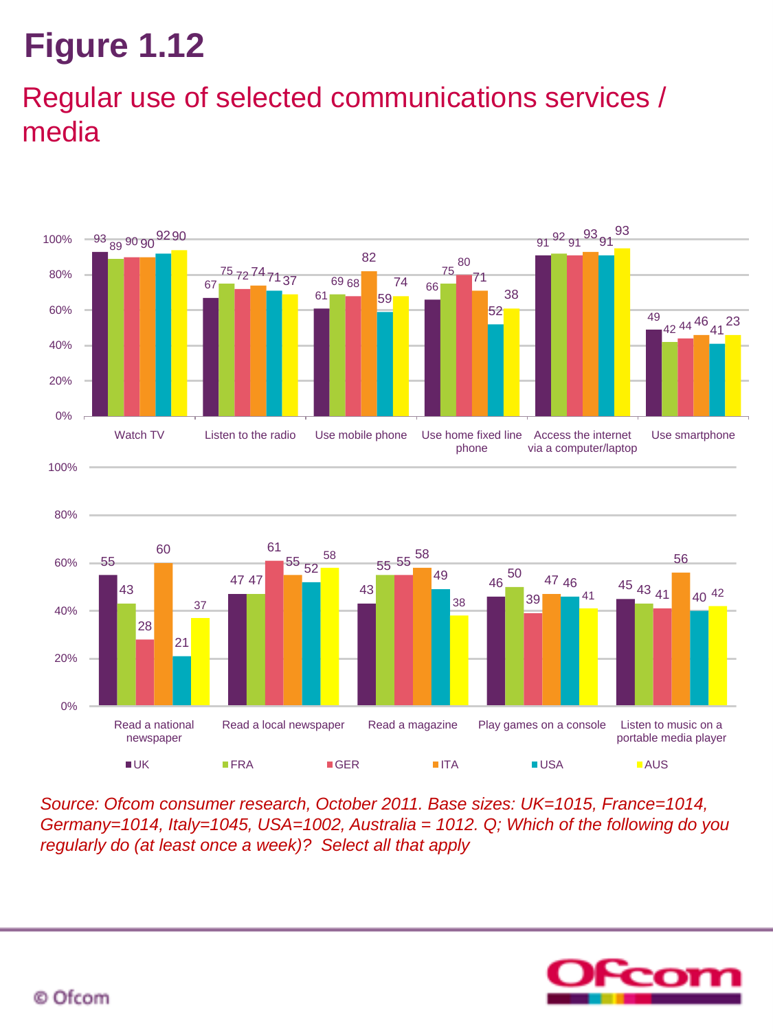# Figure 1.12

## Regular use of selected communications services / media

| | UK | FRA | GER | ITA | USA | AUS |
|---|---|---|---|---|---|---|
| Watch TV | 93 | 89 | 90 | 90 | 92 | 90 |
| Listen to the radio | 67 | 75 | 72 | 74 | 71 | 37 |
| Use mobile phone | 61 | 69 | 68 | 82 | 59 | 74 |
| Use home fixed line phone | 66 | 75 | 80 | 71 | 52 | 38 |
| Access the internet via a computer/laptop | 91 | 92 | 91 | 93 | 91 | 93 |
| Use smartphone | 49 | 42 | 44 | 46 | 41 | 23 |
| Read a national newspaper | 55 | 43 | 28 | 60 | 21 | 37 |
| Read a local newspaper | 47 | 47 | 61 | 55 | 52 | 58 |
| Read a magazine | 43 | 55 | 55 | 58 | 49 | 38 |
| Play games on a console | 46 | 50 | 39 | 47 | 46 | 41 |
| Listen to music on a portable media player | 45 | 43 | 41 | 56 | 40 | 42 |

*Source: Ofcom consumer research, October 2011. Base sizes: UK=1015, France=1014, Germany=1014, Italy=1045, USA=1002, Australia = 1012. Q; Which of the following do you regularly do (at least once a week)? Select all that apply*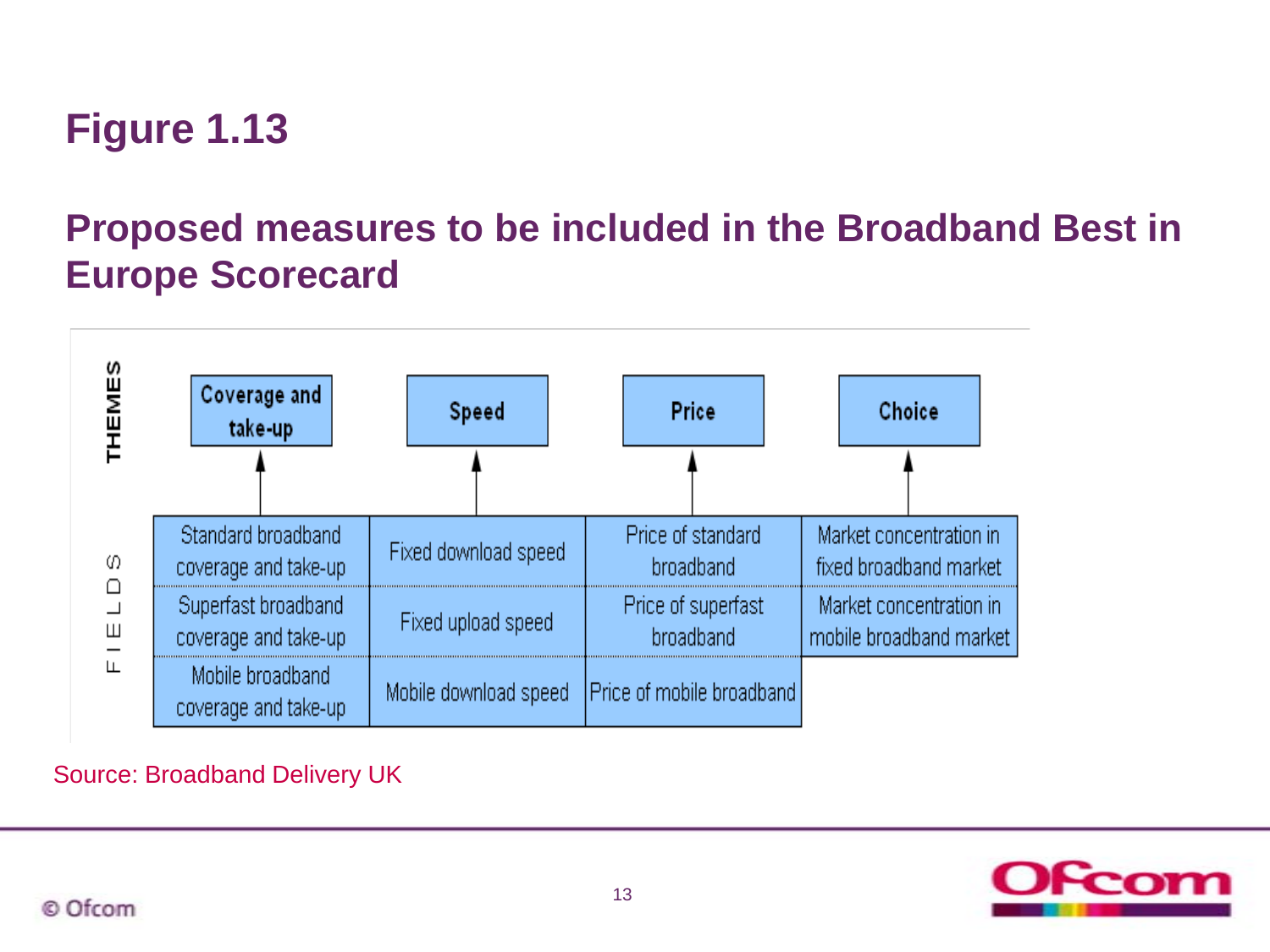# Figure 1.13

## Proposed measures to be included in the Broadband Best in Europe Scorecard

| THEMES | Coverage and take-up | Speed | Price | Choice |
|---|---|---|---|---|
| FIELDS | Standard broadband coverage and take-up | Fixed download speed | Price of standard broadband | Market concentration in fixed broadband market |
| | Superfast broadband coverage and take-up | Fixed upload speed | Price of superfast broadband | Market concentration in mobile broadband market |
| | Mobile broadband coverage and take-up | Mobile download speed | Price of mobile broadband | |

Source: Broadband Delivery UK

© Ofcom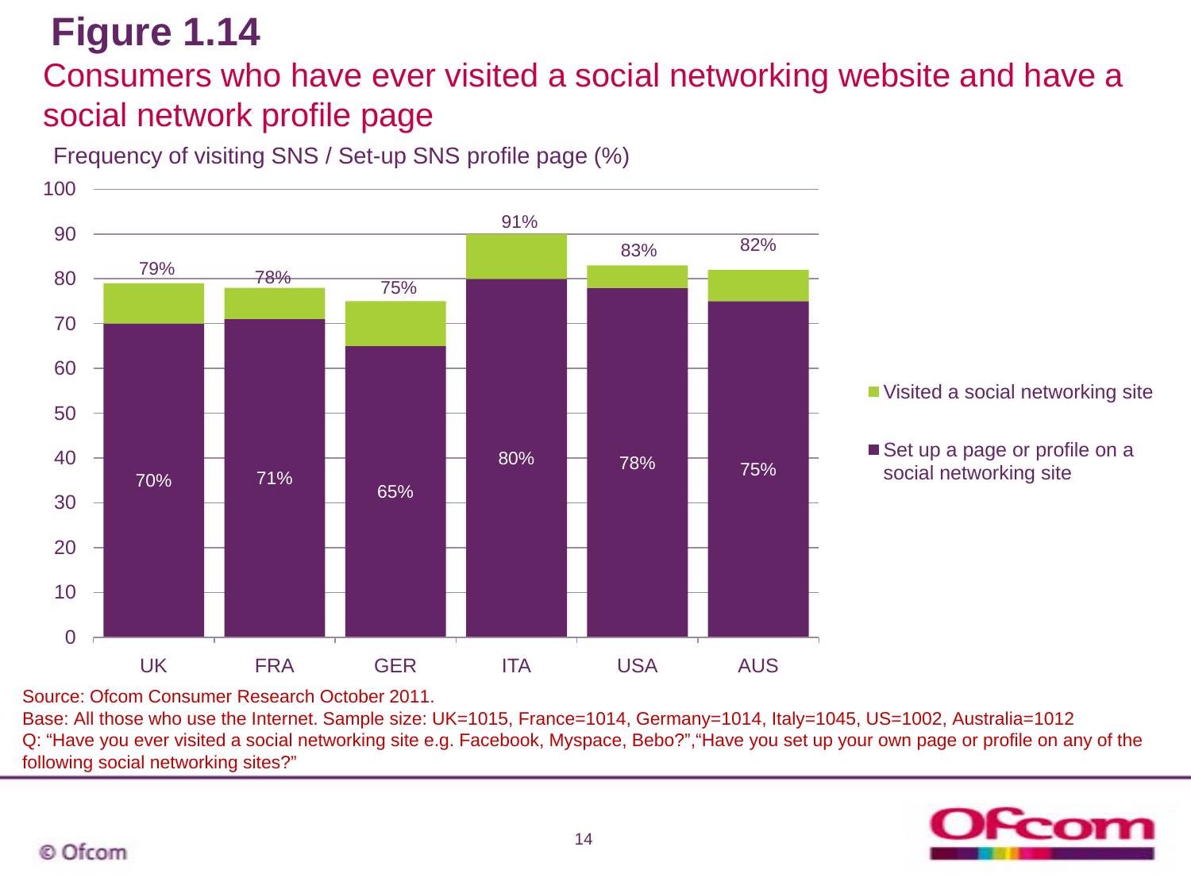# Figure 1.14

## Consumers who have ever visited a social networking website and have a social network profile page

Frequency of visiting SNS / Set-up SNS profile page (%)

| | UK | FRA | GER | ITA | USA | AUS |
|---|---|---|---|---|---|---|
| Visited a social networking site | 79% | 78% | 75% | 91% | 83% | 82% |
| Set up a page or profile on a social networking site | 70% | 71% | 65% | 80% | 78% | 75% |

Source: Ofcom Consumer Research October 2011.

Base: All those who use the Internet. Sample size: UK=1015, France=1014, Germany=1014, Italy=1045, US=1002, Australia=1012

Q: "Have you ever visited a social networking site e.g. Facebook, Myspace, Bebo?","Have you set up your own page or profile on any of the following social networking sites?"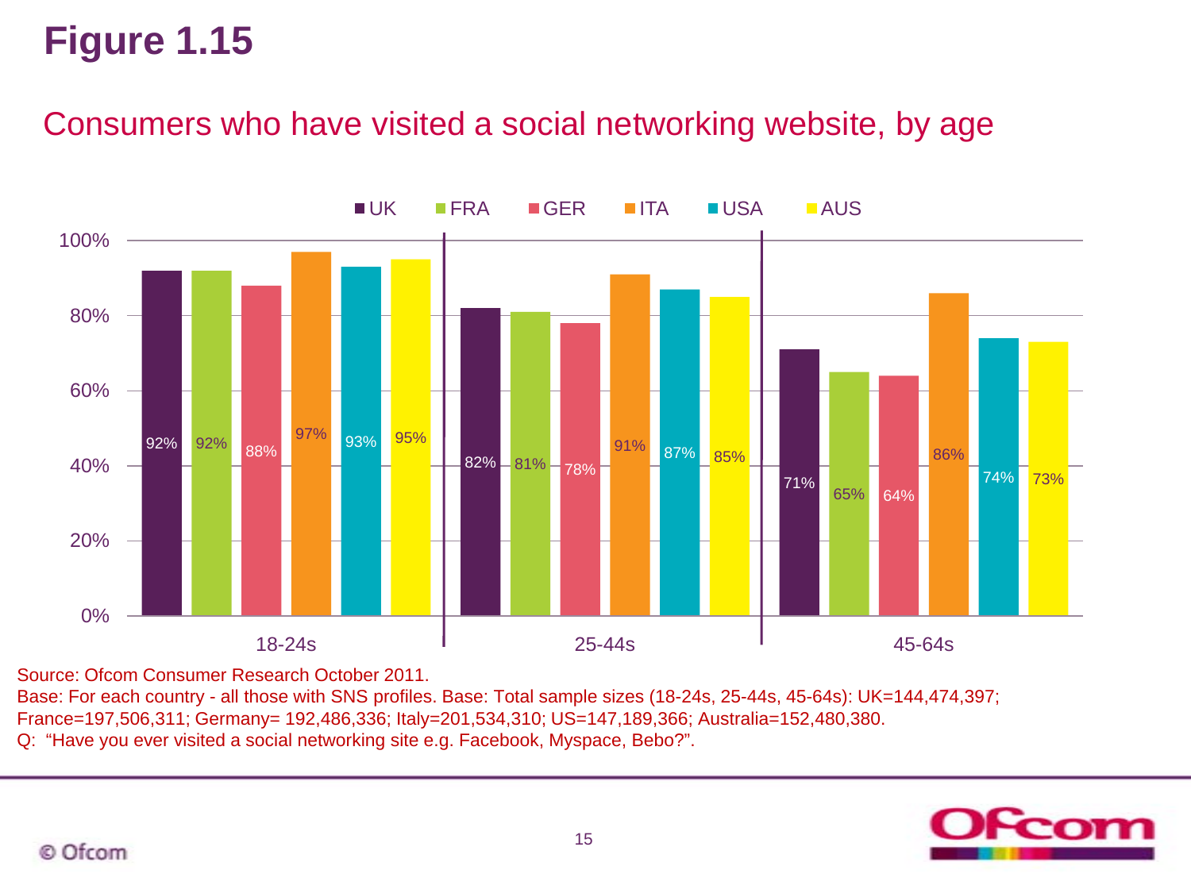# Figure 1.15

## Consumers who have visited a social networking website, by age

| Age | UK | FRA | GER | ITA | USA | AUS |
|---|---|---|---|---|---|---|
| 18-24s | 92% | 92% | 88% | 97% | 93% | 95% |
| 25-44s | 82% | 81% | 78% | 91% | 87% | 85% |
| 45-64s | 71% | 65% | 64% | 86% | 74% | 73% |

Source: Ofcom Consumer Research October 2011.
Base: For each country - all those with SNS profiles. Base: Total sample sizes (18-24s, 25-44s, 45-64s): UK=144,474,397; France=197,506,311; Germany= 192,486,336; Italy=201,534,310; US=147,189,366; Australia=152,480,380.
Q: "Have you ever visited a social networking site e.g. Facebook, Myspace, Bebo?".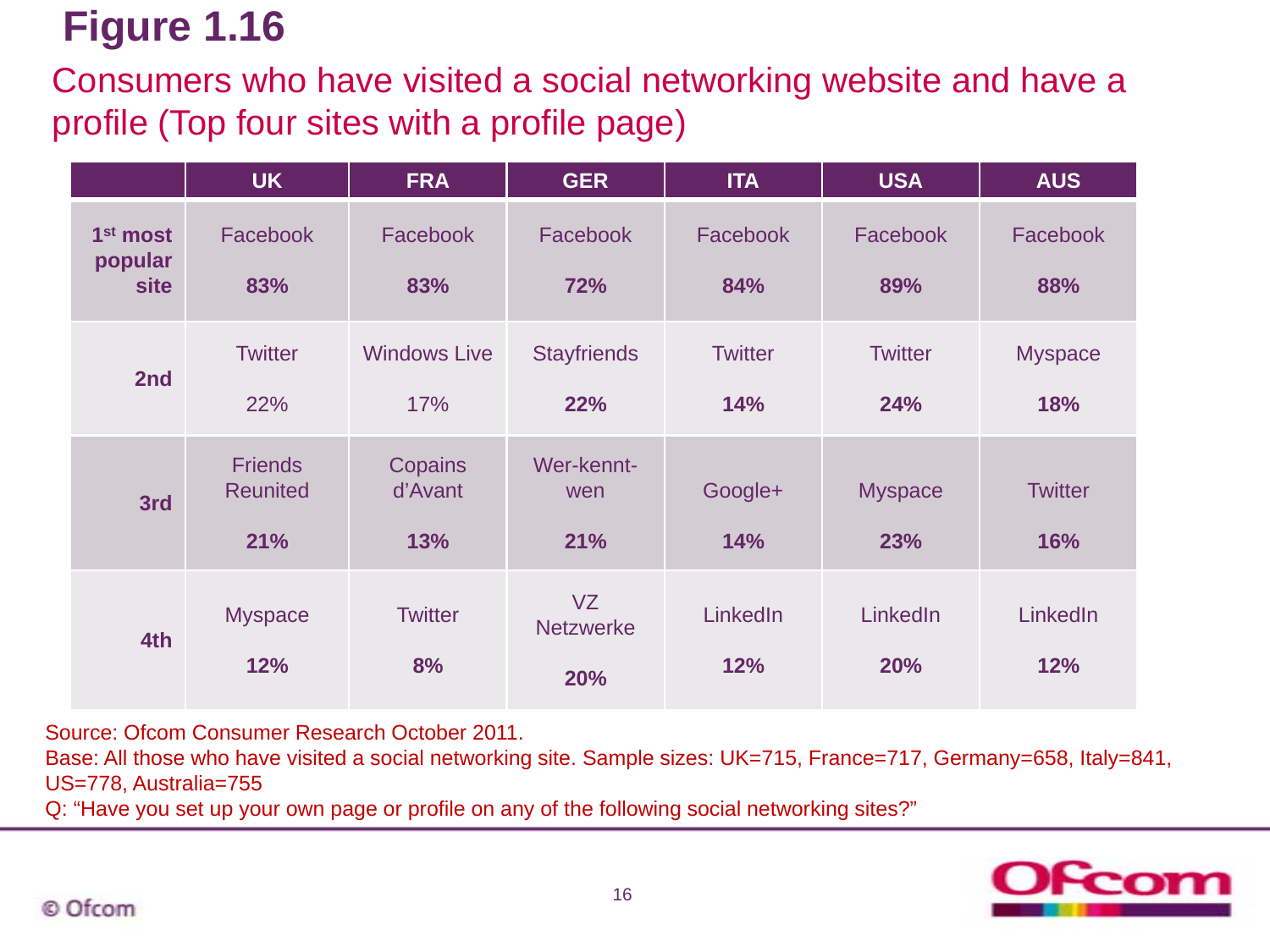# Figure 1.16

## Consumers who have visited a social networking website and have a profile (Top four sites with a profile page)

| | UK | FRA | GER | ITA | USA | AUS |
|---|---|---|---|---|---|---|
| **1st most popular site** | Facebook **83%** | Facebook **83%** | Facebook **72%** | Facebook **84%** | Facebook **89%** | Facebook **88%** |
| **2nd** | Twitter 22% | Windows Live 17% | Stayfriends **22%** | Twitter **14%** | Twitter **24%** | Myspace **18%** |
| **3rd** | Friends Reunited **21%** | Copains d'Avant **13%** | Wer-kennt-wen **21%** | Google+ **14%** | Myspace **23%** | Twitter **16%** |
| **4th** | Myspace **12%** | Twitter **8%** | VZ Netzwerke **20%** | LinkedIn **12%** | LinkedIn **20%** | LinkedIn **12%** |

Source: Ofcom Consumer Research October 2011.
Base: All those who have visited a social networking site. Sample sizes: UK=715, France=717, Germany=658, Italy=841, US=778, Australia=755
Q: "Have you set up your own page or profile on any of the following social networking sites?"

© Ofcom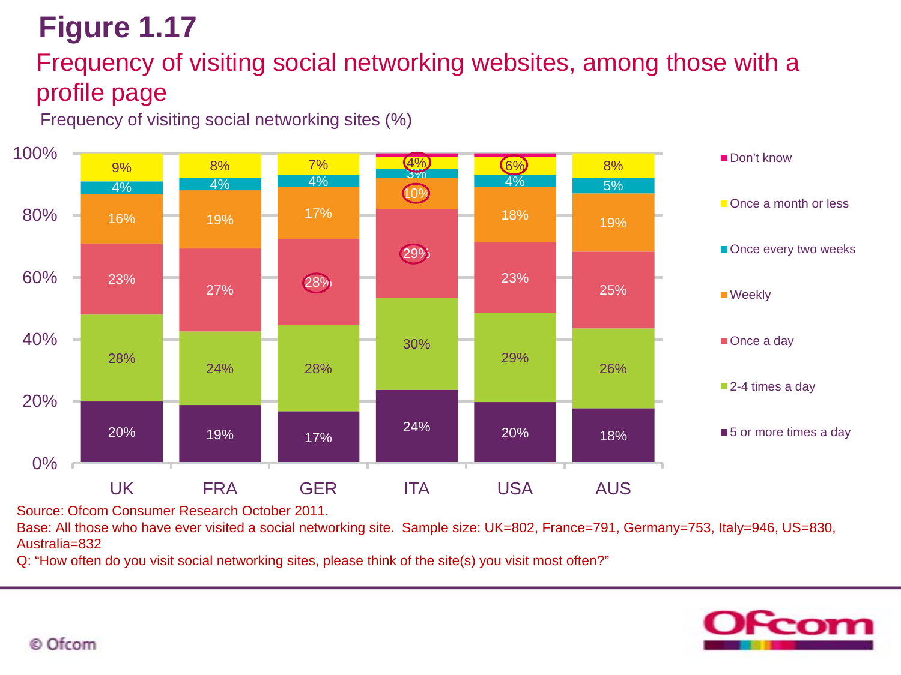# Figure 1.17

## Frequency of visiting social networking websites, among those with a profile page

Frequency of visiting social networking sites (%)

| | UK | FRA | GER | ITA | USA | AUS |
|---|---|---|---|---|---|---|
| Don't know | | | | | | |
| Once a month or less | 9% | 8% | 7% | 4% | 6% | 8% |
| Once every two weeks | 4% | 4% | 4% | 3% | 4% | 5% |
| Weekly | 16% | 19% | 17% | 10% | 18% | 19% |
| Once a day | 23% | 27% | 28% | 29% | 23% | 25% |
| 2-4 times a day | 28% | 24% | 28% | 30% | 29% | 26% |
| 5 or more times a day | 20% | 19% | 17% | 24% | 20% | 18% |

Source: Ofcom Consumer Research October 2011.

Base: All those who have ever visited a social networking site. Sample size: UK=802, France=791, Germany=753, Italy=946, US=830, Australia=832

Q: "How often do you visit social networking sites, please think of the site(s) you visit most often?"

© Ofcom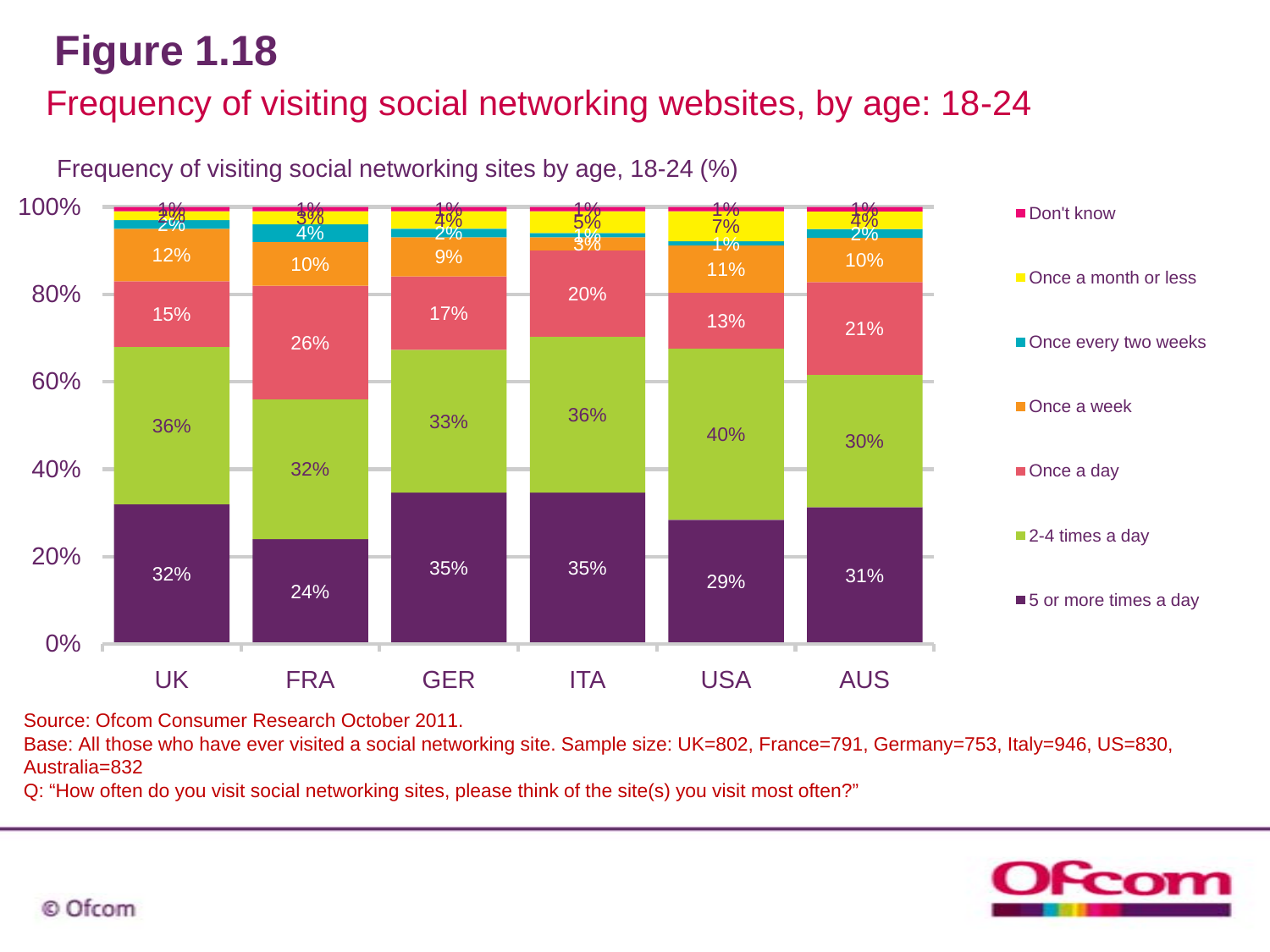# Figure 1.18

## Frequency of visiting social networking websites, by age: 18-24

Frequency of visiting social networking sites by age, 18-24 (%)

| | UK | FRA | GER | ITA | USA | AUS |
|---|---|---|---|---|---|---|
| Don't know | 1% | 1% | 1% | 1% | 1% | 1% |
| Once a month or less | 2% | 3% | 4% | 5% | 7% | 4% |
| Once every two weeks | 2% | 4% | 2% | 1% | 1% | 2% |
| Once a week | 12% | 10% | 9% | 3% | 11% | 10% |
| Once a day | 15% | 26% | 17% | 20% | 13% | 21% |
| 2-4 times a day | 36% | 32% | 33% | 36% | 40% | 30% |
| 5 or more times a day | 32% | 24% | 35% | 35% | 29% | 31% |

Source: Ofcom Consumer Research October 2011.
Base: All those who have ever visited a social networking site. Sample size: UK=802, France=791, Germany=753, Italy=946, US=830, Australia=832
Q: "How often do you visit social networking sites, please think of the site(s) you visit most often?"

© Ofcom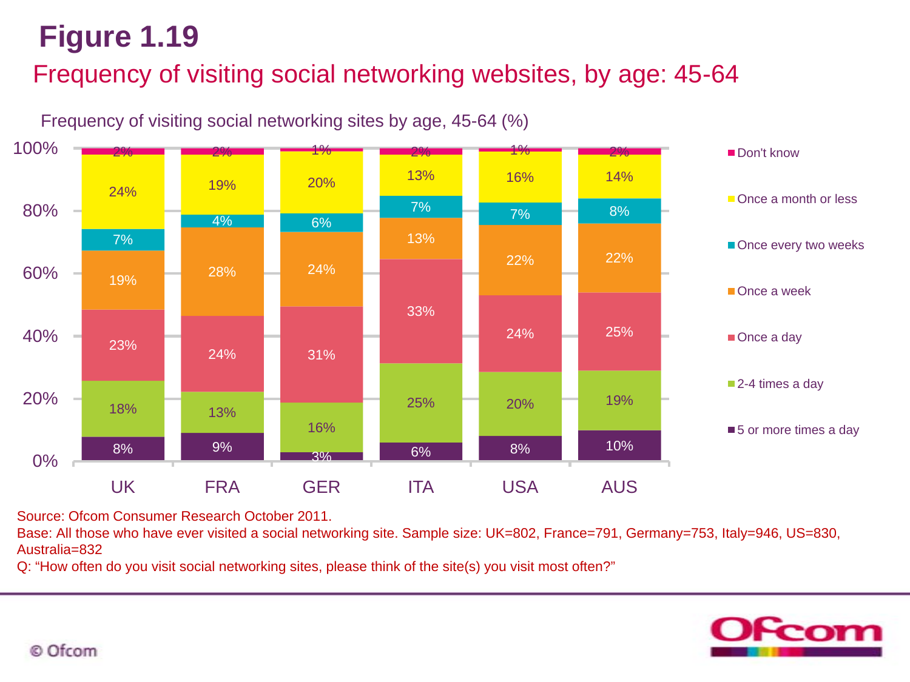# Figure 1.19

## Frequency of visiting social networking websites, by age: 45-64

Frequency of visiting social networking sites by age, 45-64 (%)

| | UK | FRA | GER | ITA | USA | AUS |
|---|---|---|---|---|---|---|
| Don't know | 2% | 2% | 1% | 2% | 1% | 2% |
| Once a month or less | 24% | 19% | 20% | 13% | 16% | 14% |
| Once every two weeks | 7% | 4% | 6% | 7% | 7% | 8% |
| Once a week | 19% | 28% | 24% | 13% | 22% | 22% |
| Once a day | 23% | 24% | 31% | 33% | 24% | 25% |
| 2-4 times a day | 18% | 13% | 16% | 25% | 20% | 19% |
| 5 or more times a day | 8% | 9% | 3% | 6% | 8% | 10% |

Source: Ofcom Consumer Research October 2011.
Base: All those who have ever visited a social networking site. Sample size: UK=802, France=791, Germany=753, Italy=946, US=830, Australia=832
Q: "How often do you visit social networking sites, please think of the site(s) you visit most often?"

© Ofcom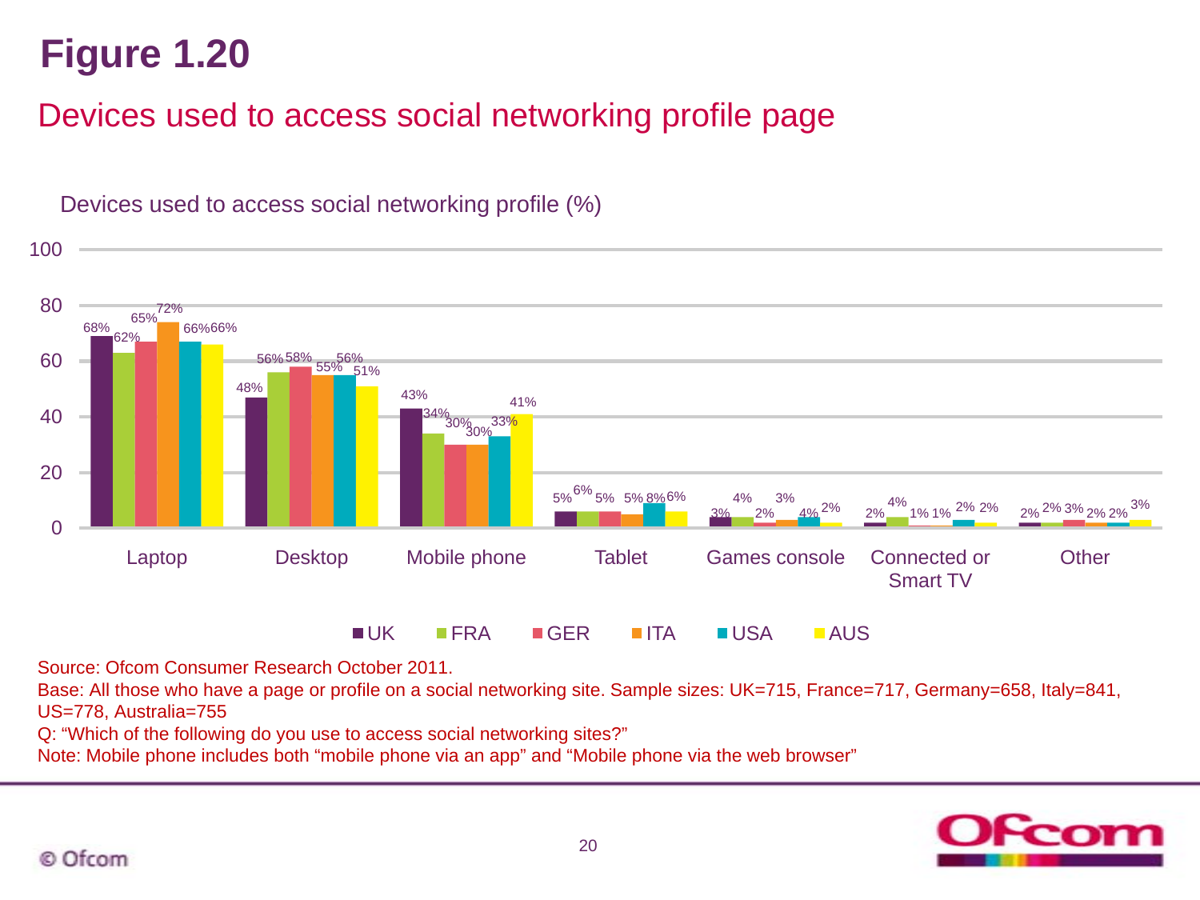# Figure 1.20

## Devices used to access social networking profile page

Devices used to access social networking profile (%)

| Device | UK | FRA | GER | ITA | USA | AUS |
|---|---|---|---|---|---|---|
| Laptop | 68% | 62% | 65% | 72% | 66% | 66% |
| Desktop | 48% | 56% | 58% | 55% | 56% | 51% |
| Mobile phone | 43% | 34% | 30% | 30% | 33% | 41% |
| Tablet | 5% | 6% | 5% | 5% | 8% | 6% |
| Games console | 3% | 4% | 2% | 3% | 4% | 2% |
| Connected or Smart TV | 2% | 4% | 1% | 1% | 2% | 2% |
| Other | 2% | 2% | 3% | 2% | 2% | 3% |

Source: Ofcom Consumer Research October 2011.

Base: All those who have a page or profile on a social networking site. Sample sizes: UK=715, France=717, Germany=658, Italy=841, US=778, Australia=755

Q: "Which of the following do you use to access social networking sites?"

Note: Mobile phone includes both "mobile phone via an app" and "Mobile phone via the web browser"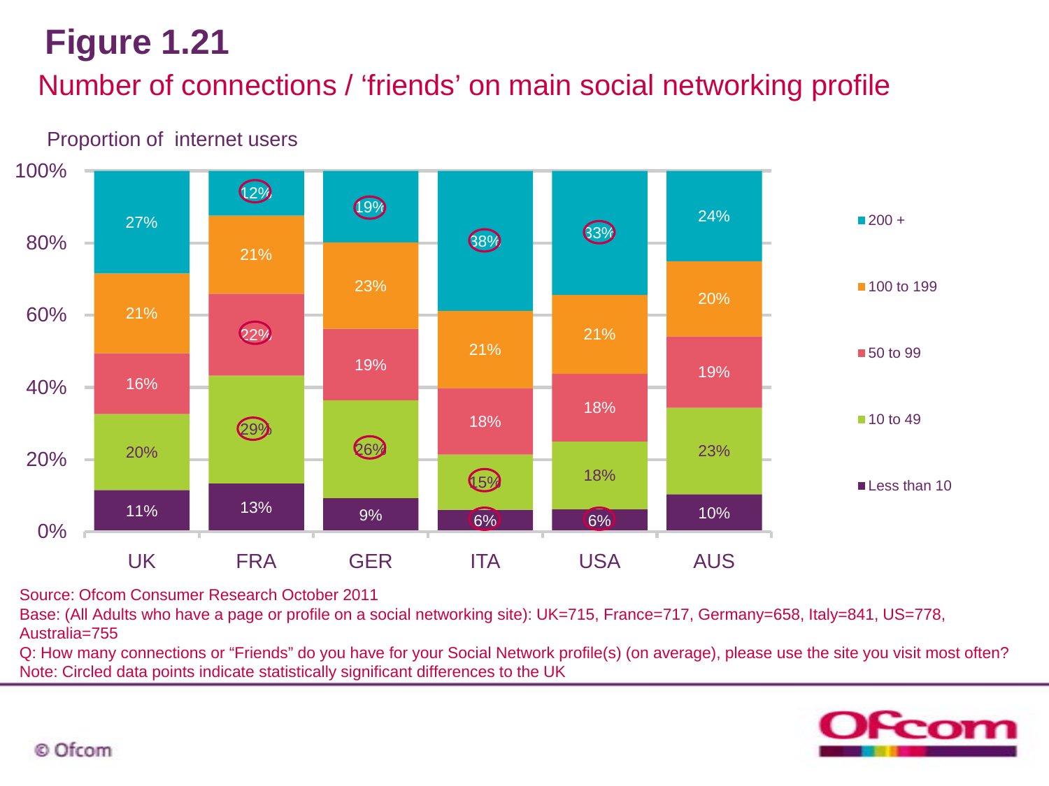# Figure 1.21

## Number of connections / ‘friends’ on main social networking profile

Proportion of internet users

| | UK | FRA | GER | ITA | USA | AUS |
|---|---|---|---|---|---|---|
| 200 + | 27% | 12% | 19% | 38% | 33% | 24% |
| 100 to 199 | 21% | 21% | 23% | 21% | 21% | 20% |
| 50 to 99 | 16% | 22% | 19% | 18% | 18% | 19% |
| 10 to 49 | 20% | 29% | 26% | 15% | 18% | 23% |
| Less than 10 | 11% | 13% | 9% | 6% | 6% | 10% |

Source: Ofcom Consumer Research October 2011

Base: (All Adults who have a page or profile on a social networking site): UK=715, France=717, Germany=658, Italy=841, US=778, Australia=755

Q: How many connections or “Friends” do you have for your Social Network profile(s) (on average), please use the site you visit most often?

Note: Circled data points indicate statistically significant differences to the UK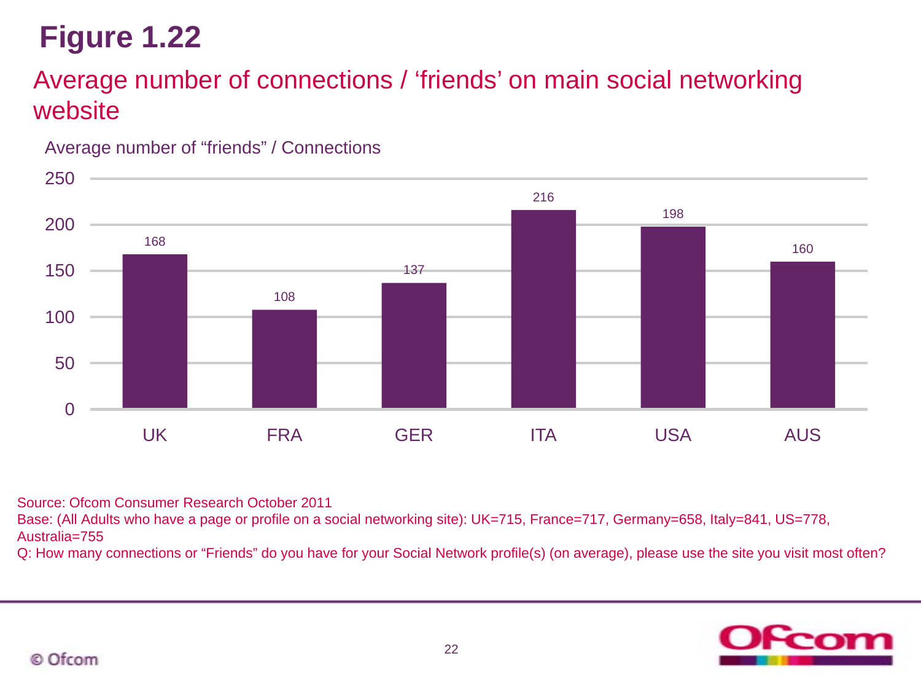# Figure 1.22

## Average number of connections / 'friends' on main social networking website

Average number of "friends" / Connections

| Country | Average number of "friends" / Connections |
|---|---|
| UK | 168 |
| FRA | 108 |
| GER | 137 |
| ITA | 216 |
| USA | 198 |
| AUS | 160 |

Source: Ofcom Consumer Research October 2011

Base: (All Adults who have a page or profile on a social networking site): UK=715, France=717, Germany=658, Italy=841, US=778, Australia=755

Q: How many connections or "Friends" do you have for your Social Network profile(s) (on average), please use the site you visit most often?

© Ofcom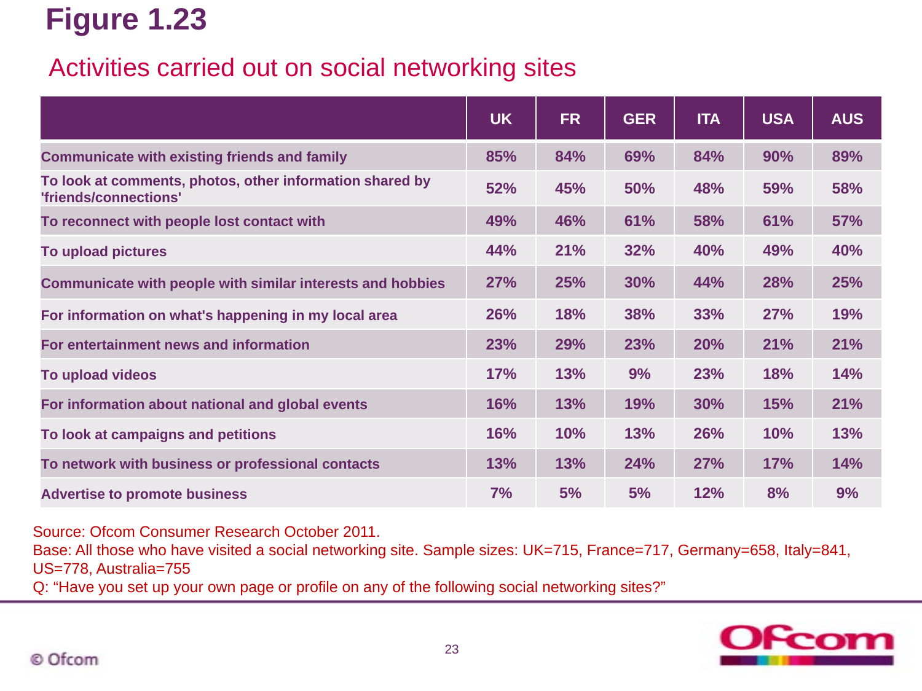# Figure 1.23

## Activities carried out on social networking sites

| | UK | FR | GER | ITA | USA | AUS |
|---|---|---|---|---|---|---|
| Communicate with existing friends and family | 85% | 84% | 69% | 84% | 90% | 89% |
| To look at comments, photos, other information shared by 'friends/connections' | 52% | 45% | 50% | 48% | 59% | 58% |
| To reconnect with people lost contact with | 49% | 46% | 61% | 58% | 61% | 57% |
| To upload pictures | 44% | 21% | 32% | 40% | 49% | 40% |
| Communicate with people with similar interests and hobbies | 27% | 25% | 30% | 44% | 28% | 25% |
| For information on what's happening in my local area | 26% | 18% | 38% | 33% | 27% | 19% |
| For entertainment news and information | 23% | 29% | 23% | 20% | 21% | 21% |
| To upload videos | 17% | 13% | 9% | 23% | 18% | 14% |
| For information about national and global events | 16% | 13% | 19% | 30% | 15% | 21% |
| To look at campaigns and petitions | 16% | 10% | 13% | 26% | 10% | 13% |
| To network with business or professional contacts | 13% | 13% | 24% | 27% | 17% | 14% |
| Advertise to promote business | 7% | 5% | 5% | 12% | 8% | 9% |

Source: Ofcom Consumer Research October 2011.
Base: All those who have visited a social networking site. Sample sizes: UK=715, France=717, Germany=658, Italy=841, US=778, Australia=755
Q: "Have you set up your own page or profile on any of the following social networking sites?"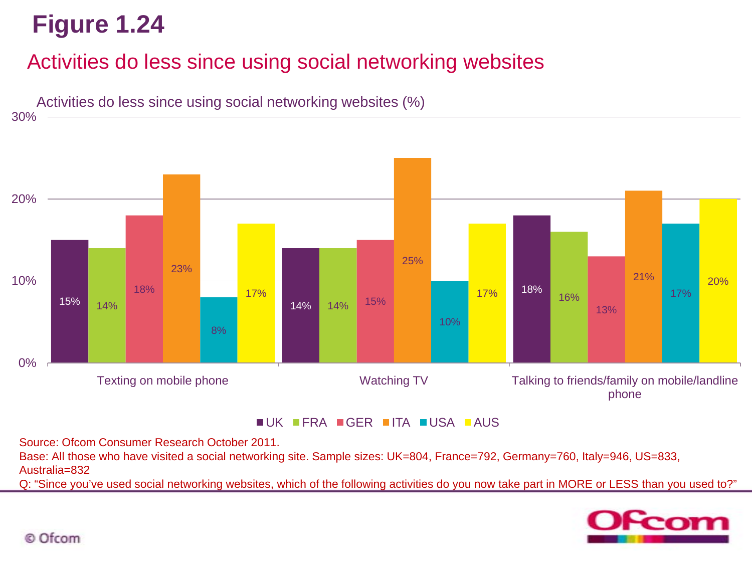# Figure 1.24

## Activities do less since using social networking websites

Activities do less since using social networking websites (%)

| | UK | FRA | GER | ITA | USA | AUS |
|---|---|---|---|---|---|---|
| Texting on mobile phone | 15% | 14% | 18% | 23% | 8% | 17% |
| Watching TV | 14% | 14% | 15% | 25% | 10% | 17% |
| Talking to friends/family on mobile/landline phone | 18% | 16% | 13% | 21% | 17% | 20% |

Source: Ofcom Consumer Research October 2011.
Base: All those who have visited a social networking site. Sample sizes: UK=804, France=792, Germany=760, Italy=946, US=833, Australia=832
Q: "Since you've used social networking websites, which of the following activities do you now take part in MORE or LESS than you used to?"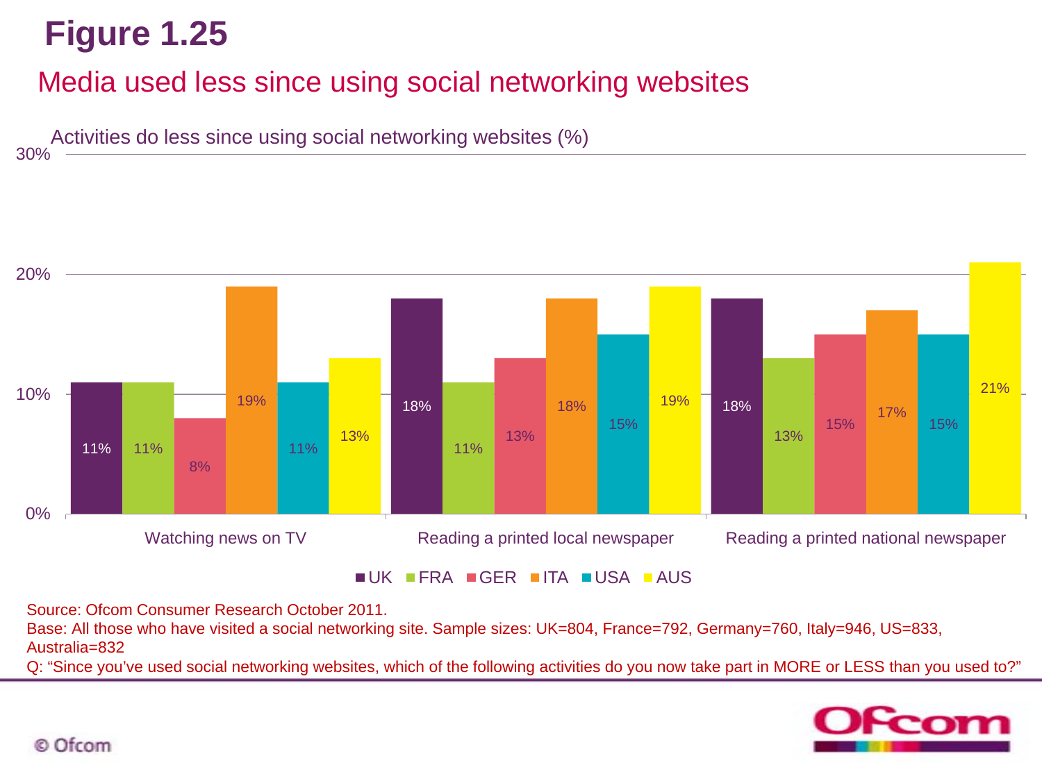# Figure 1.25

## Media used less since using social networking websites

Activities do less since using social networking websites (%)

| | UK | FRA | GER | ITA | USA | AUS |
|---|---|---|---|---|---|---|
| Watching news on TV | 11% | 11% | 8% | 19% | 11% | 13% |
| Reading a printed local newspaper | 18% | 11% | 13% | 18% | 15% | 19% |
| Reading a printed national newspaper | 18% | 13% | 15% | 17% | 15% | 21% |

Source: Ofcom Consumer Research October 2011.
Base: All those who have visited a social networking site. Sample sizes: UK=804, France=792, Germany=760, Italy=946, US=833, Australia=832
Q: "Since you've used social networking websites, which of the following activities do you now take part in MORE or LESS than you used to?"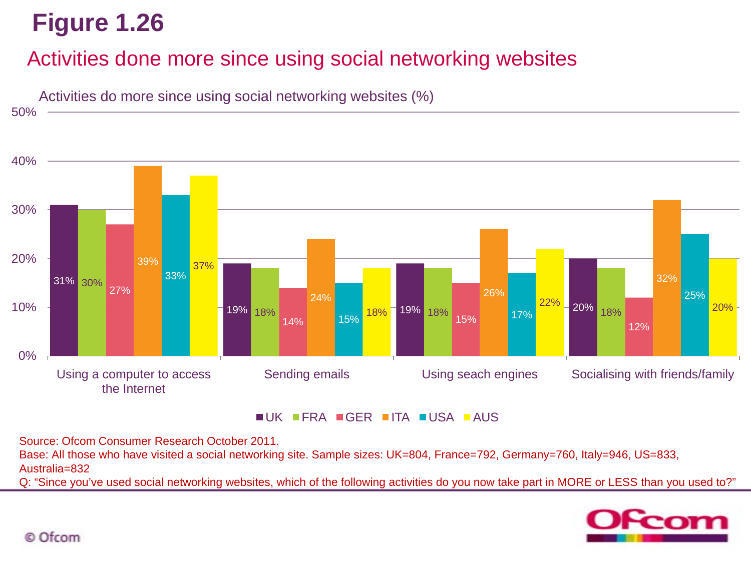# Figure 1.26

## Activities done more since using social networking websites

Activities do more since using social networking websites (%)

| | UK | FRA | GER | ITA | USA | AUS |
|---|---|---|---|---|---|---|
| Using a computer to access the Internet | 31% | 30% | 27% | 39% | 33% | 37% |
| Sending emails | 19% | 18% | 14% | 24% | 15% | 18% |
| Using seach engines | 19% | 18% | 15% | 26% | 17% | 22% |
| Socialising with friends/family | 20% | 18% | 12% | 32% | 25% | 20% |

Source: Ofcom Consumer Research October 2011.
Base: All those who have visited a social networking site. Sample sizes: UK=804, France=792, Germany=760, Italy=946, US=833, Australia=832
Q: "Since you've used social networking websites, which of the following activities do you now take part in MORE or LESS than you used to?"

© Ofcom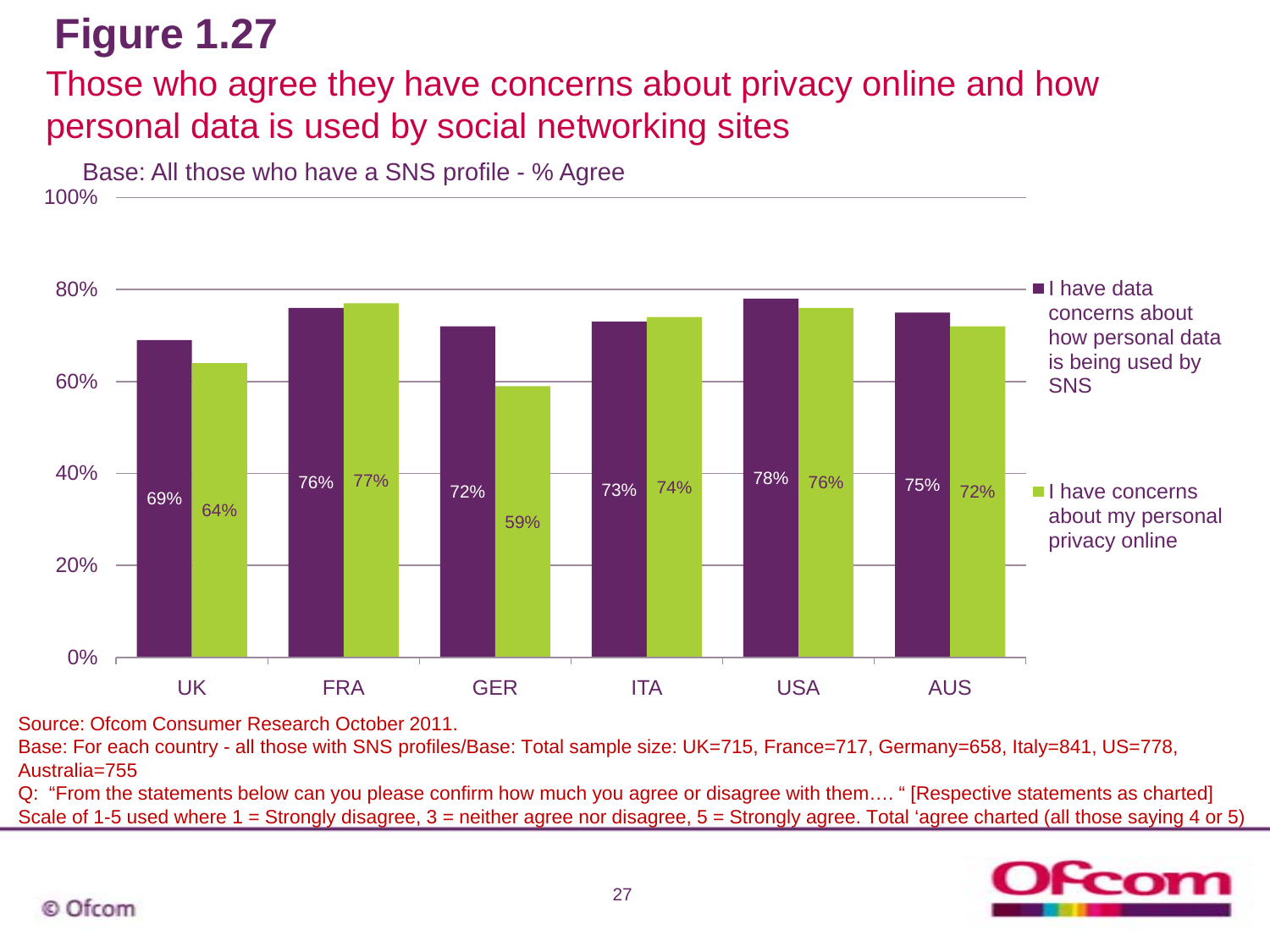# Figure 1.27

## Those who agree they have concerns about privacy online and how personal data is used by social networking sites

Base: All those who have a SNS profile - % Agree

| Country | I have data concerns about how personal data is being used by SNS | I have concerns about my personal privacy online |
|---|---|---|
| UK | 69% | 64% |
| FRA | 76% | 77% |
| GER | 72% | 59% |
| ITA | 73% | 74% |
| USA | 78% | 76% |
| AUS | 75% | 72% |

Source: Ofcom Consumer Research October 2011.

Base: For each country - all those with SNS profiles/Base: Total sample size: UK=715, France=717, Germany=658, Italy=841, US=778, Australia=755

Q: "From the statements below can you please confirm how much you agree or disagree with them…. " [Respective statements as charted] Scale of 1-5 used where 1 = Strongly disagree, 3 = neither agree nor disagree, 5 = Strongly agree. Total 'agree charted (all those saying 4 or 5)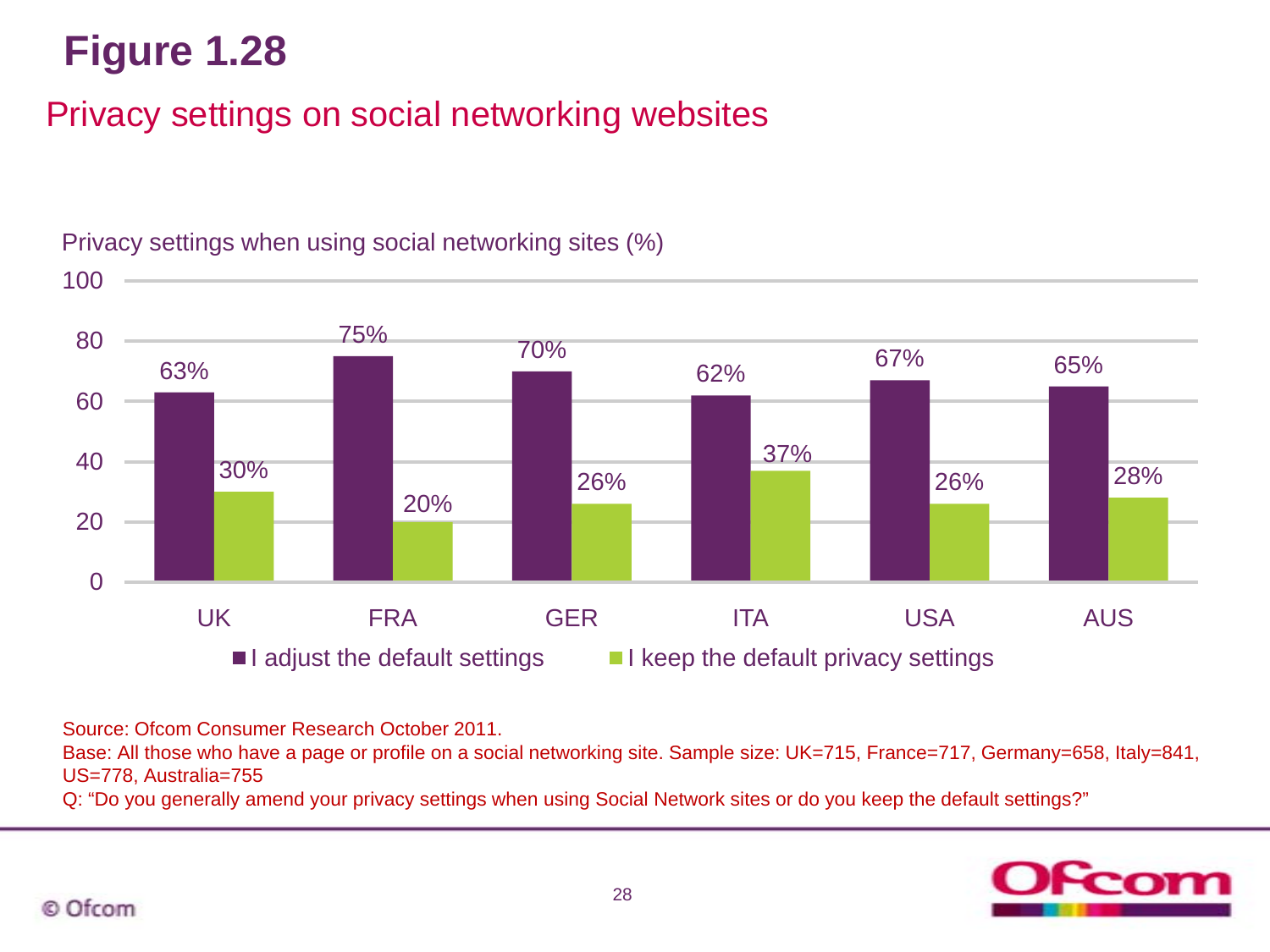# Figure 1.28

## Privacy settings on social networking websites

Privacy settings when using social networking sites (%)

| | UK | FRA | GER | ITA | USA | AUS |
|---|---|---|---|---|---|---|
| I adjust the default settings | 63% | 75% | 70% | 62% | 67% | 65% |
| I keep the default privacy settings | 30% | 20% | 26% | 37% | 26% | 28% |

Source: Ofcom Consumer Research October 2011.

Base: All those who have a page or profile on a social networking site. Sample size: UK=715, France=717, Germany=658, Italy=841, US=778, Australia=755

Q: "Do you generally amend your privacy settings when using Social Network sites or do you keep the default settings?"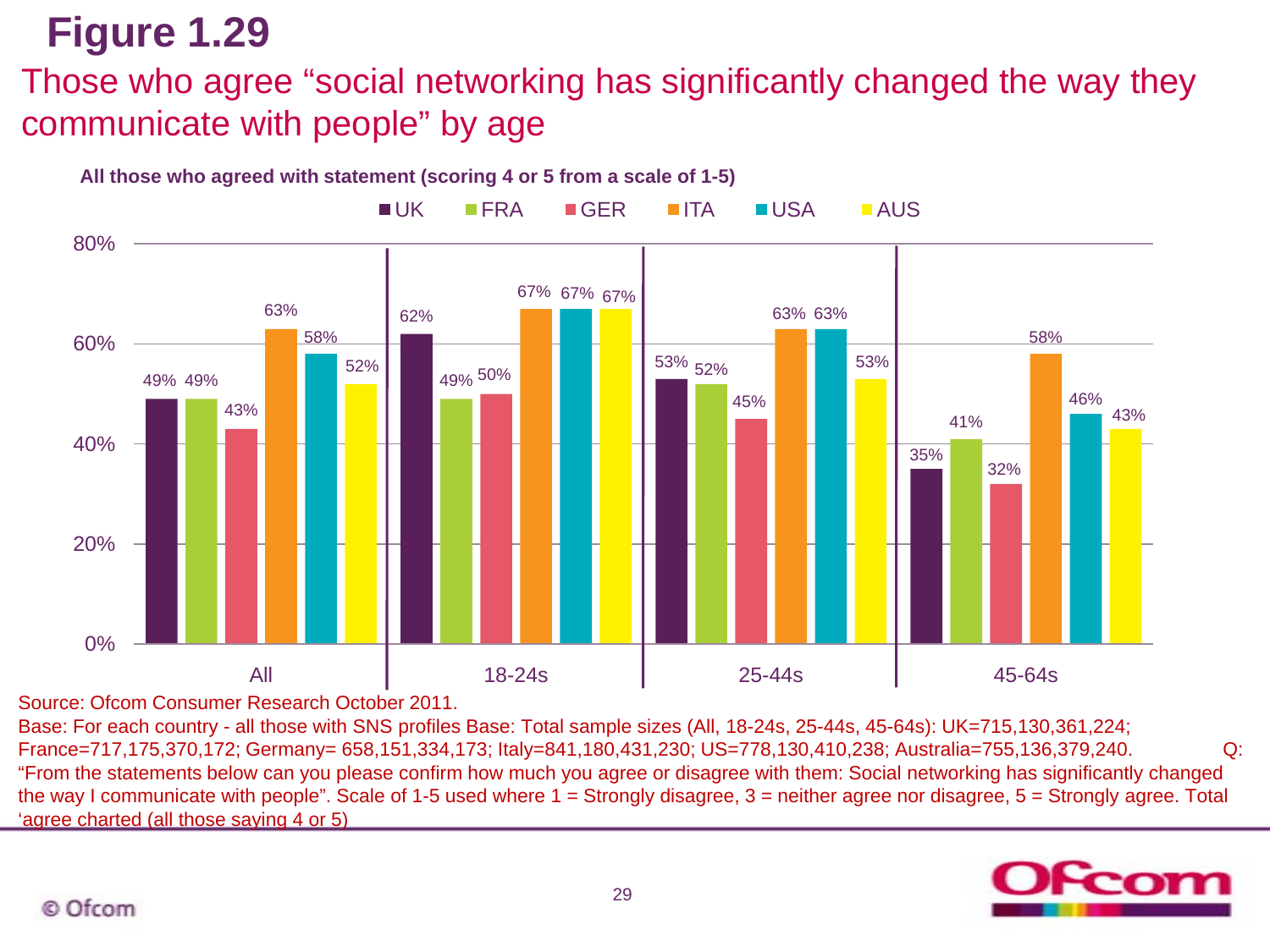# Figure 1.29

## Those who agree "social networking has significantly changed the way they communicate with people" by age

**All those who agreed with statement (scoring 4 or 5 from a scale of 1-5)**

| | UK | FRA | GER | ITA | USA | AUS |
|---|---|---|---|---|---|---|
| All | 49% | 49% | 43% | 63% | 58% | 52% |
| 18-24s | 62% | 49% | 50% | 67% | 67% | 67% |
| 25-44s | 53% | 52% | 45% | 63% | 63% | 53% |
| 45-64s | 35% | 41% | 32% | 58% | 46% | 43% |

Source: Ofcom Consumer Research October 2011.

Base: For each country - all those with SNS profiles Base: Total sample sizes (All, 18-24s, 25-44s, 45-64s): UK=715,130,361,224; France=717,175,370,172; Germany= 658,151,334,173; Italy=841,180,431,230; US=778,130,410,238; Australia=755,136,379,240. Q: "From the statements below can you please confirm how much you agree or disagree with them: Social networking has significantly changed the way I communicate with people". Scale of 1-5 used where 1 = Strongly disagree, 3 = neither agree nor disagree, 5 = Strongly agree. Total 'agree charted (all those saying 4 or 5)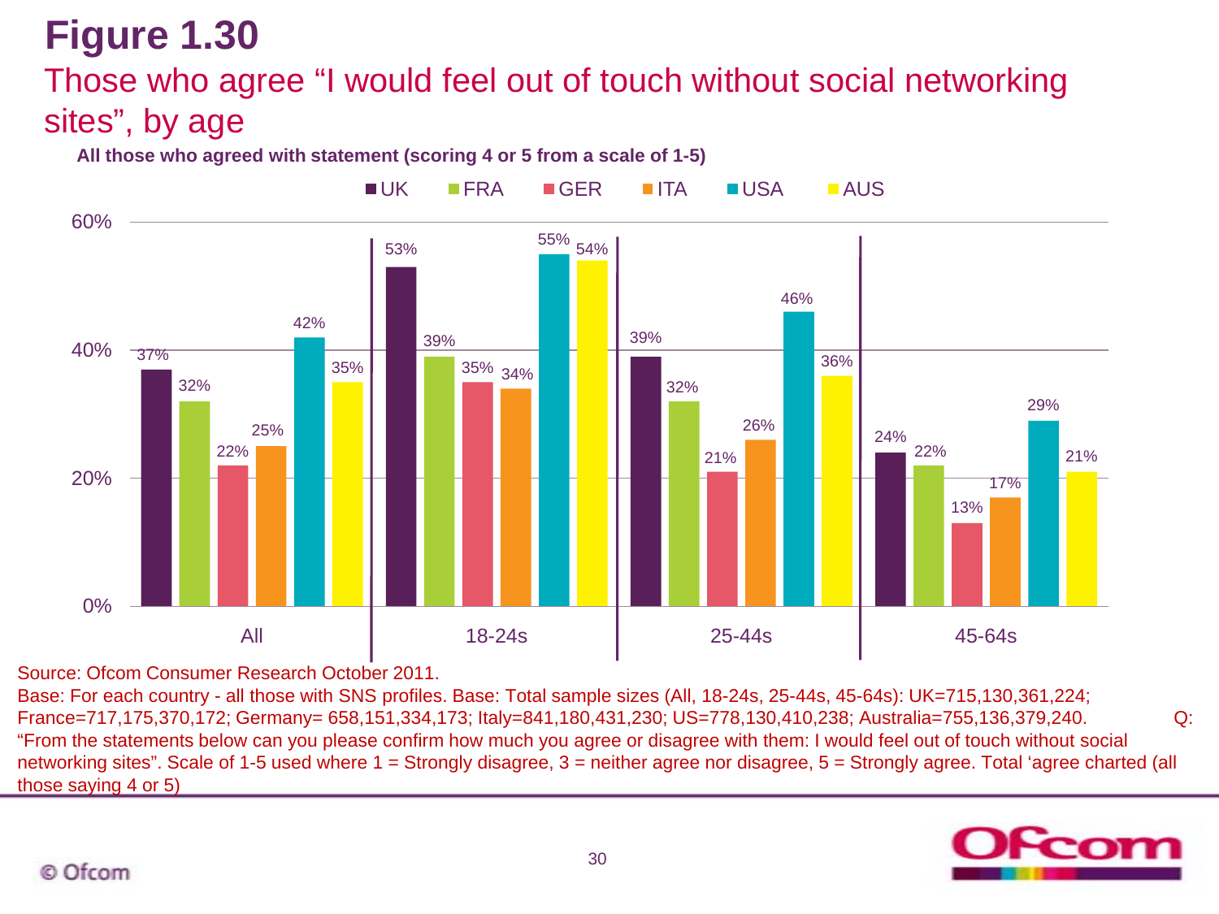# Figure 1.30

## Those who agree "I would feel out of touch without social networking sites", by age

**All those who agreed with statement (scoring 4 or 5 from a scale of 1-5)**

| | UK | FRA | GER | ITA | USA | AUS |
|---|---|---|---|---|---|---|
| All | 37% | 32% | 22% | 25% | 42% | 35% |
| 18-24s | 53% | 39% | 35% | 34% | 55% | 54% |
| 25-44s | 39% | 32% | 21% | 26% | 46% | 36% |
| 45-64s | 24% | 22% | 13% | 17% | 29% | 21% |

Source: Ofcom Consumer Research October 2011.

Base: For each country - all those with SNS profiles. Base: Total sample sizes (All, 18-24s, 25-44s, 45-64s): UK=715,130,361,224; France=717,175,370,172; Germany= 658,151,334,173; Italy=841,180,431,230; US=778,130,410,238; Australia=755,136,379,240. Q: "From the statements below can you please confirm how much you agree or disagree with them: I would feel out of touch without social networking sites". Scale of 1-5 used where 1 = Strongly disagree, 3 = neither agree nor disagree, 5 = Strongly agree. Total 'agree charted (all those saying 4 or 5)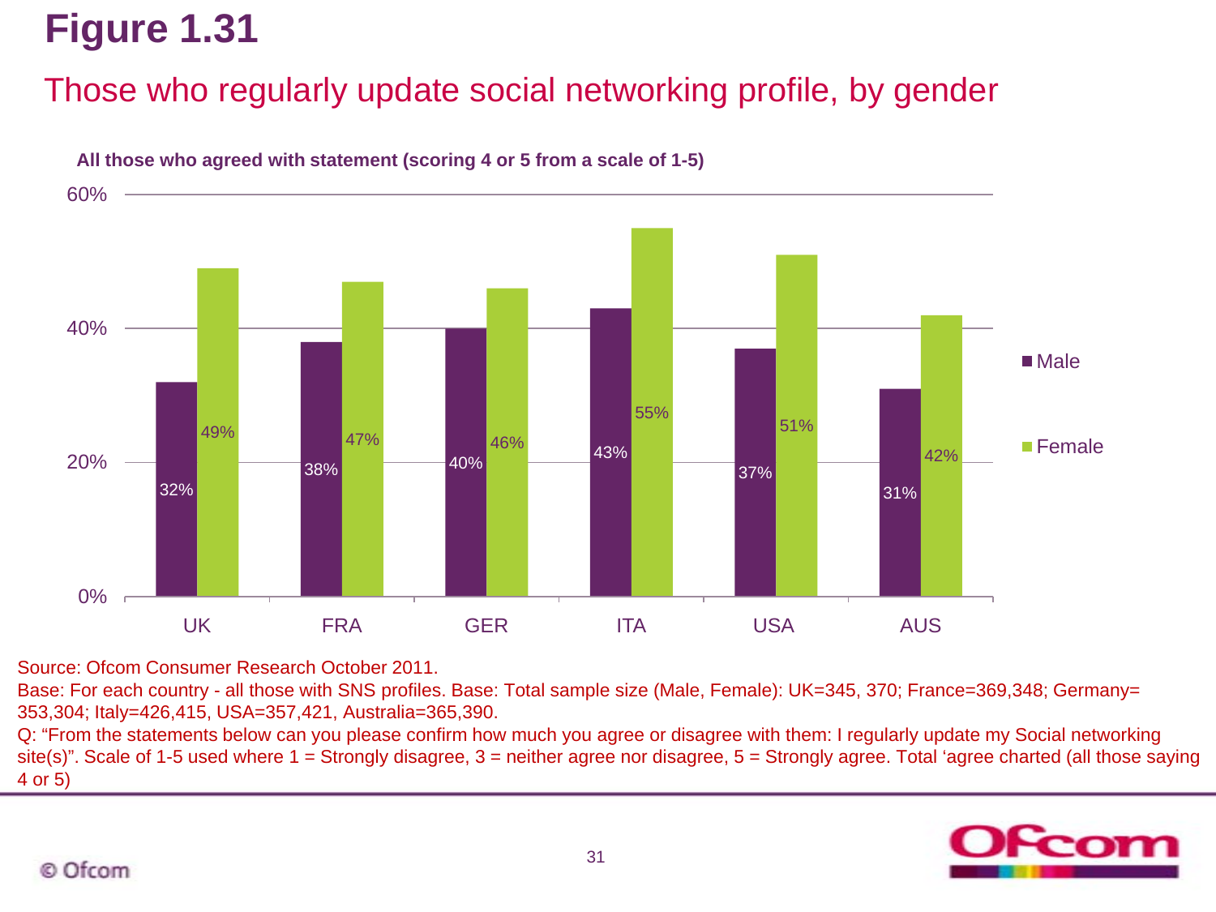# Figure 1.31

## Those who regularly update social networking profile, by gender

**All those who agreed with statement (scoring 4 or 5 from a scale of 1-5)**

| | UK | FRA | GER | ITA | USA | AUS |
|---|---|---|---|---|---|---|
| Male | 32% | 38% | 40% | 43% | 37% | 31% |
| Female | 49% | 47% | 46% | 55% | 51% | 42% |

Source: Ofcom Consumer Research October 2011.

Base: For each country - all those with SNS profiles. Base: Total sample size (Male, Female): UK=345, 370; France=369,348; Germany= 353,304; Italy=426,415, USA=357,421, Australia=365,390.

Q: "From the statements below can you please confirm how much you agree or disagree with them: I regularly update my Social networking site(s)". Scale of 1-5 used where 1 = Strongly disagree, 3 = neither agree nor disagree, 5 = Strongly agree. Total 'agree charted (all those saying 4 or 5)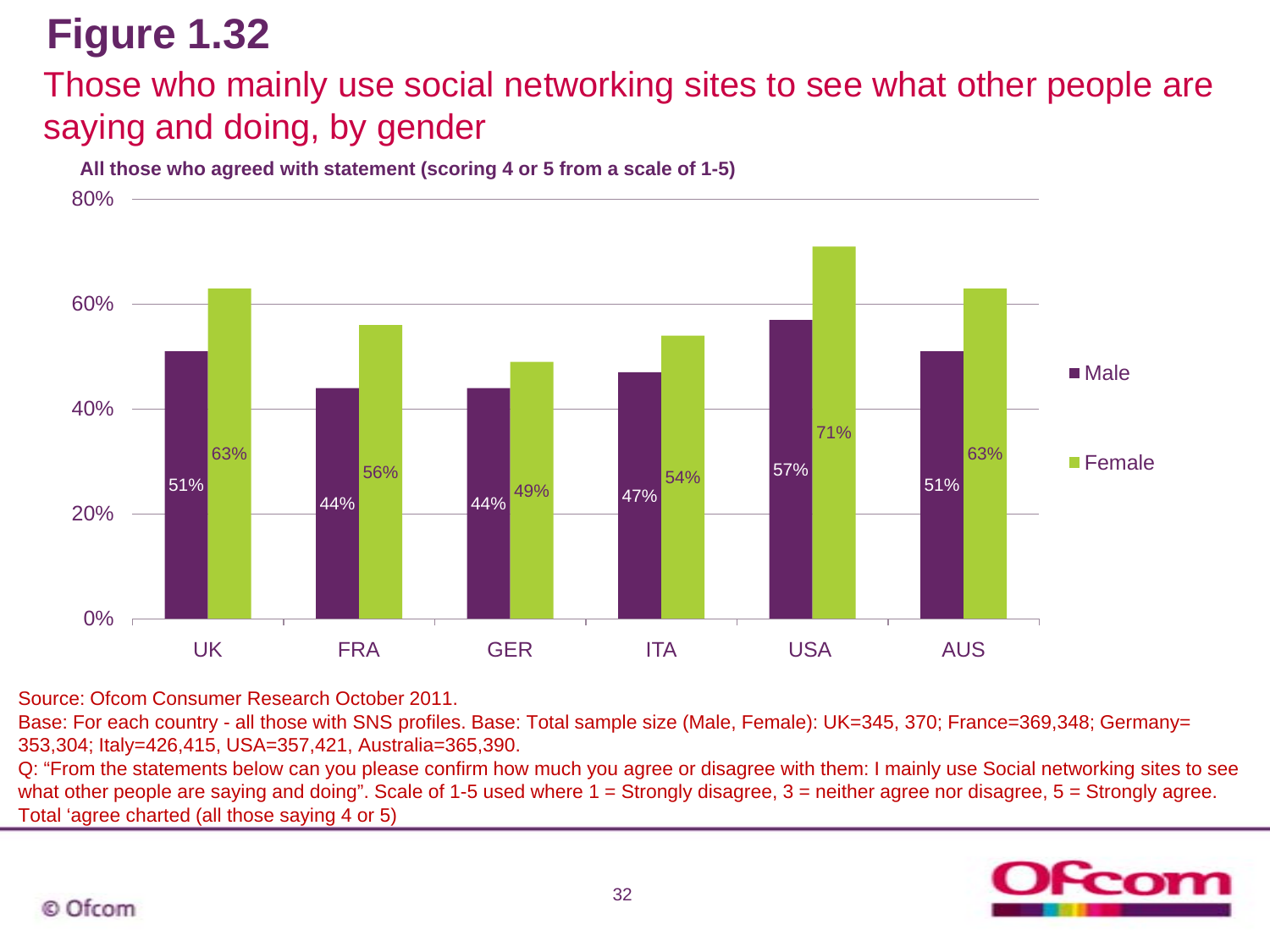# Figure 1.32

## Those who mainly use social networking sites to see what other people are saying and doing, by gender

**All those who agreed with statement (scoring 4 or 5 from a scale of 1-5)**

| | UK | FRA | GER | ITA | USA | AUS |
|---|---|---|---|---|---|---|
| Male | 51% | 44% | 44% | 47% | 57% | 51% |
| Female | 63% | 56% | 49% | 54% | 71% | 63% |

Source: Ofcom Consumer Research October 2011.

Base: For each country - all those with SNS profiles. Base: Total sample size (Male, Female): UK=345, 370; France=369,348; Germany= 353,304; Italy=426,415, USA=357,421, Australia=365,390.

Q: "From the statements below can you please confirm how much you agree or disagree with them: I mainly use Social networking sites to see what other people are saying and doing". Scale of 1-5 used where 1 = Strongly disagree, 3 = neither agree nor disagree, 5 = Strongly agree. Total 'agree charted (all those saying 4 or 5)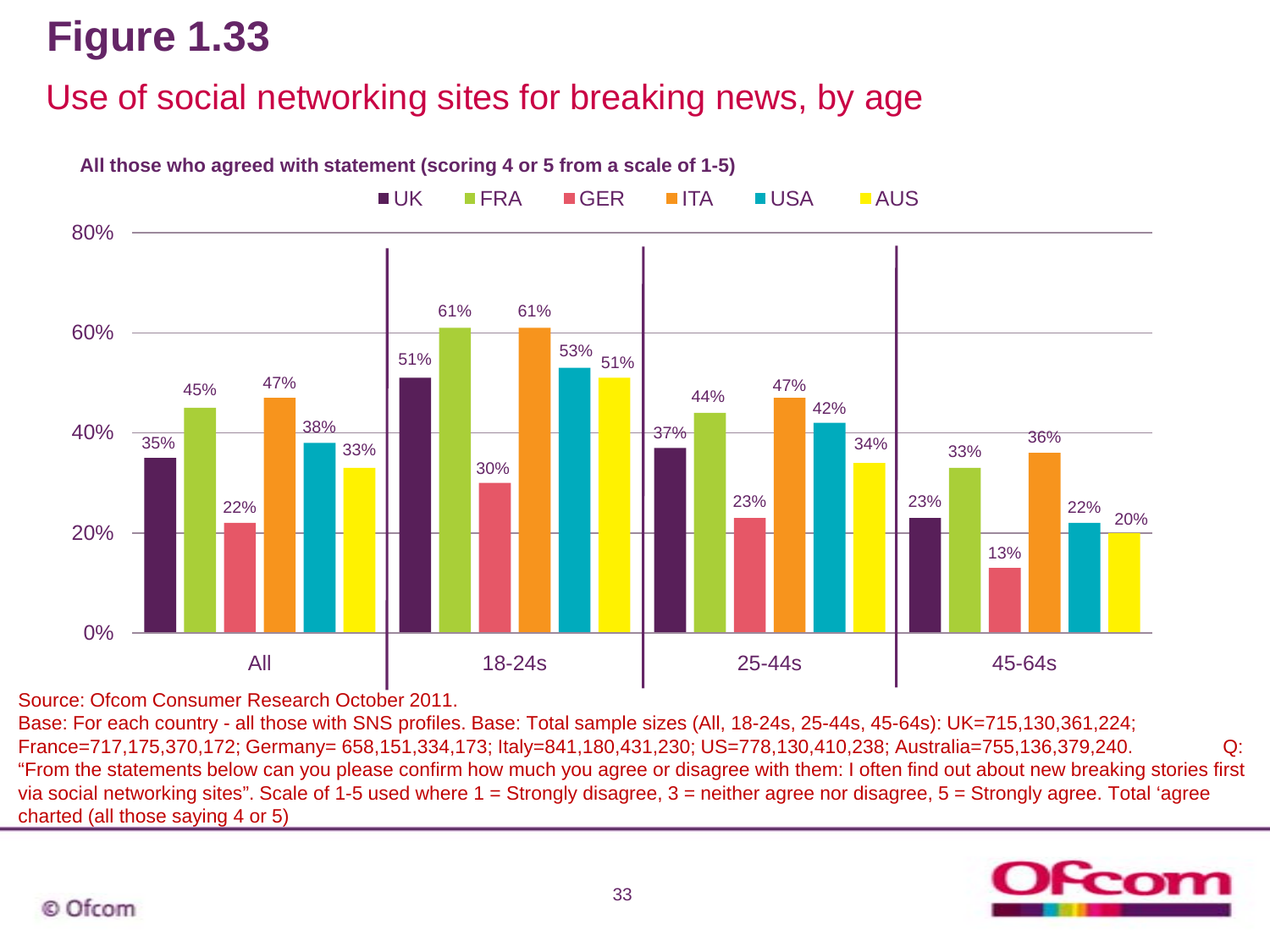# Figure 1.33

## Use of social networking sites for breaking news, by age

**All those who agreed with statement (scoring 4 or 5 from a scale of 1-5)**

| | UK | FRA | GER | ITA | USA | AUS |
|---|---|---|---|---|---|---|
| All | 35% | 45% | 22% | 47% | 38% | 33% |
| 18-24s | 51% | 61% | 30% | 61% | 53% | 51% |
| 25-44s | 37% | 44% | 23% | 47% | 42% | 34% |
| 45-64s | 23% | 33% | 13% | 36% | 22% | 20% |

Source: Ofcom Consumer Research October 2011.

Base: For each country - all those with SNS profiles. Base: Total sample sizes (All, 18-24s, 25-44s, 45-64s): UK=715,130,361,224; France=717,175,370,172; Germany= 658,151,334,173; Italy=841,180,431,230; US=778,130,410,238; Australia=755,136,379,240. Q: "From the statements below can you please confirm how much you agree or disagree with them: I often find out about new breaking stories first via social networking sites". Scale of 1-5 used where 1 = Strongly disagree, 3 = neither agree nor disagree, 5 = Strongly agree. Total 'agree charted (all those saying 4 or 5)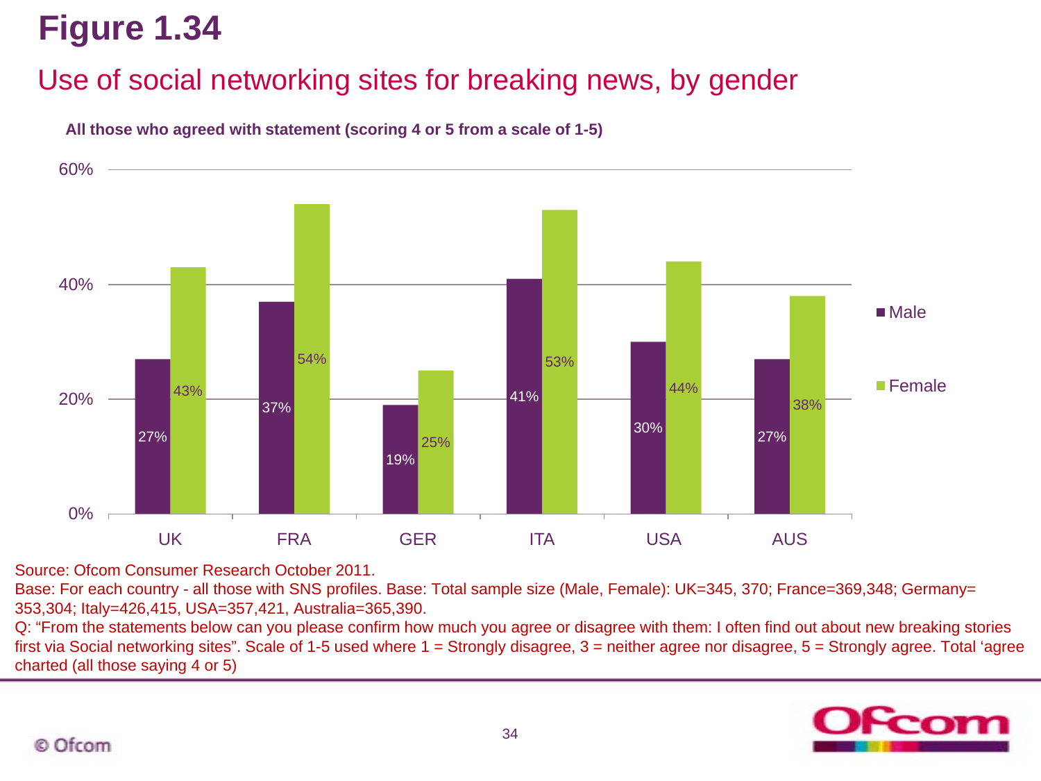# Figure 1.34

## Use of social networking sites for breaking news, by gender

**All those who agreed with statement (scoring 4 or 5 from a scale of 1-5)**

| | Male | Female |
|---|---|---|
| UK | 27% | 43% |
| FRA | 37% | 54% |
| GER | 19% | 25% |
| ITA | 41% | 53% |
| USA | 30% | 44% |
| AUS | 27% | 38% |

Source: Ofcom Consumer Research October 2011.

Base: For each country - all those with SNS profiles. Base: Total sample size (Male, Female): UK=345, 370; France=369,348; Germany= 353,304; Italy=426,415, USA=357,421, Australia=365,390.

Q: “From the statements below can you please confirm how much you agree or disagree with them: I often find out about new breaking stories first via Social networking sites”. Scale of 1-5 used where 1 = Strongly disagree, 3 = neither agree nor disagree, 5 = Strongly agree. Total ‘agree charted (all those saying 4 or 5)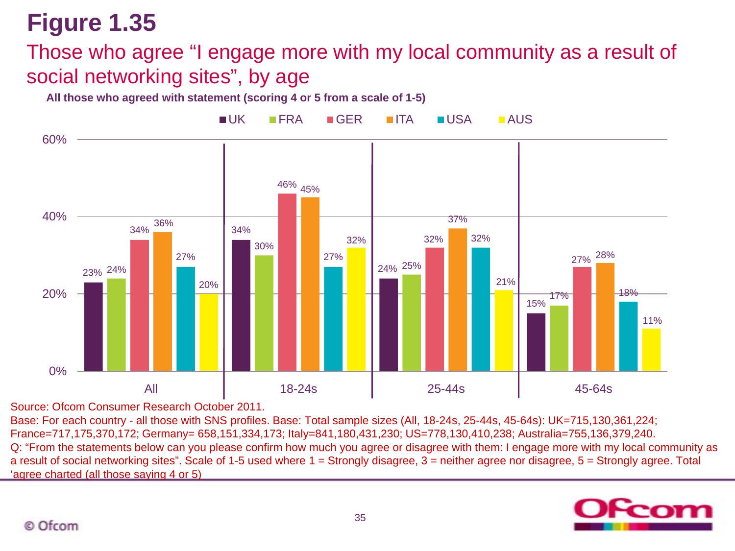# Figure 1.35

## Those who agree "I engage more with my local community as a result of social networking sites", by age

**All those who agreed with statement (scoring 4 or 5 from a scale of 1-5)**

| | UK | FRA | GER | ITA | USA | AUS |
|---|---|---|---|---|---|---|
| All | 23% | 24% | 34% | 36% | 27% | 20% |
| 18-24s | 34% | 30% | 46% | 45% | 27% | 32% |
| 25-44s | 24% | 25% | 32% | 37% | 32% | 21% |
| 45-64s | 15% | 17% | 27% | 28% | 18% | 11% |

Source: Ofcom Consumer Research October 2011.

Base: For each country - all those with SNS profiles. Base: Total sample sizes (All, 18-24s, 25-44s, 45-64s): UK=715,130,361,224; France=717,175,370,172; Germany= 658,151,334,173; Italy=841,180,431,230; US=778,130,410,238; Australia=755,136,379,240.

Q: "From the statements below can you please confirm how much you agree or disagree with them: I engage more with my local community as a result of social networking sites". Scale of 1-5 used where 1 = Strongly disagree, 3 = neither agree nor disagree, 5 = Strongly agree. Total 'agree charted (all those saying 4 or 5)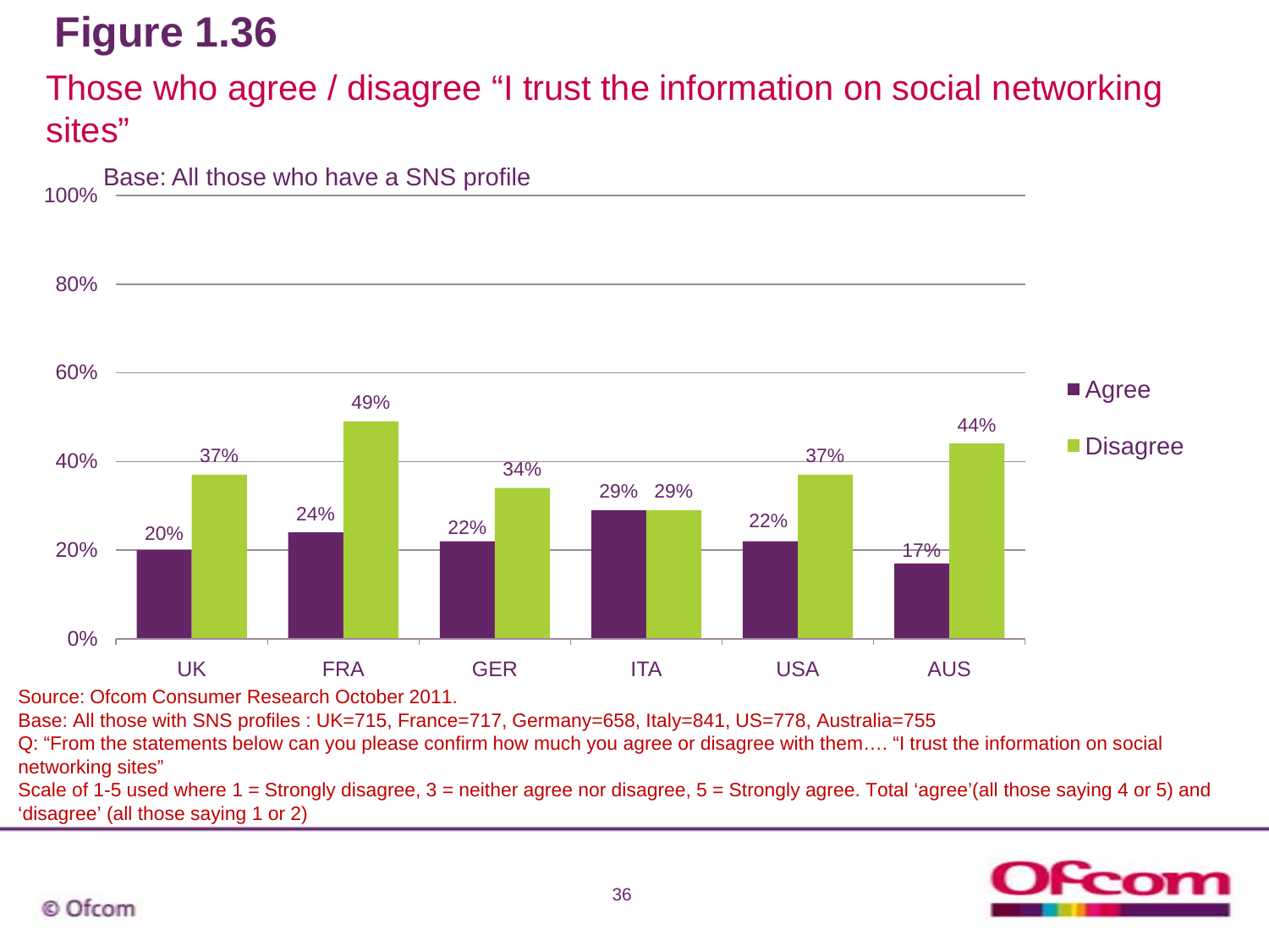# Figure 1.36

## Those who agree / disagree "I trust the information on social networking sites"

Base: All those who have a SNS profile

| | UK | FRA | GER | ITA | USA | AUS |
|---|---|---|---|---|---|---|
| Agree | 20% | 24% | 22% | 29% | 22% | 17% |
| Disagree | 37% | 49% | 34% | 29% | 37% | 44% |

Source: Ofcom Consumer Research October 2011.

Base: All those with SNS profiles : UK=715, France=717, Germany=658, Italy=841, US=778, Australia=755

Q: "From the statements below can you please confirm how much you agree or disagree with them…. "I trust the information on social networking sites"

Scale of 1-5 used where 1 = Strongly disagree, 3 = neither agree nor disagree, 5 = Strongly agree. Total 'agree'(all those saying 4 or 5) and 'disagree' (all those saying 1 or 2)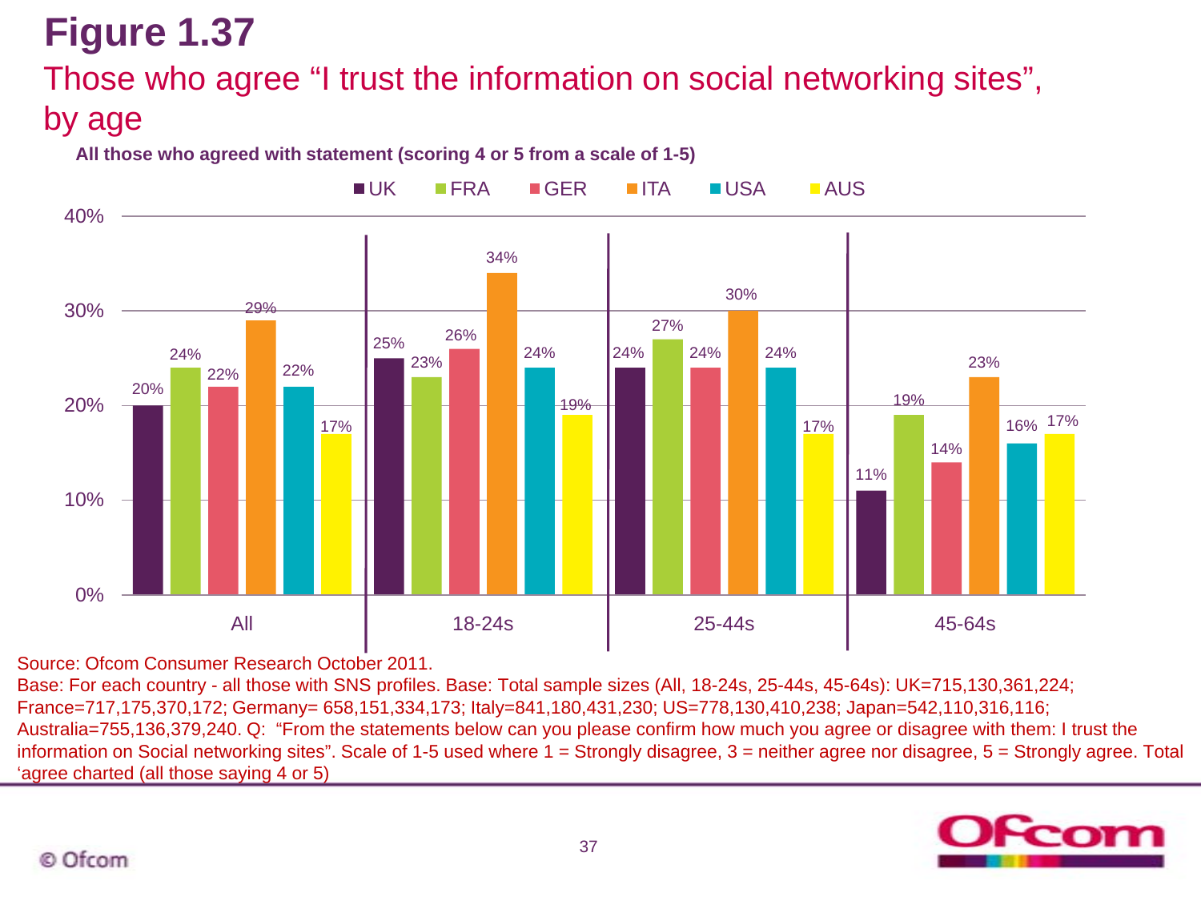# Figure 1.37

## Those who agree "I trust the information on social networking sites", by age

**All those who agreed with statement (scoring 4 or 5 from a scale of 1-5)**

| | UK | FRA | GER | ITA | USA | AUS |
|---|---|---|---|---|---|---|
| All | 20% | 24% | 22% | 29% | 22% | 17% |
| 18-24s | 25% | 23% | 26% | 34% | 24% | 19% |
| 25-44s | 24% | 27% | 24% | 30% | 24% | 17% |
| 45-64s | 11% | 19% | 14% | 23% | 16% | 17% |

Source: Ofcom Consumer Research October 2011.

Base: For each country - all those with SNS profiles. Base: Total sample sizes (All, 18-24s, 25-44s, 45-64s): UK=715,130,361,224; France=717,175,370,172; Germany= 658,151,334,173; Italy=841,180,431,230; US=778,130,410,238; Japan=542,110,316,116; Australia=755,136,379,240. Q: "From the statements below can you please confirm how much you agree or disagree with them: I trust the information on Social networking sites". Scale of 1-5 used where 1 = Strongly disagree, 3 = neither agree nor disagree, 5 = Strongly agree. Total 'agree charted (all those saying 4 or 5)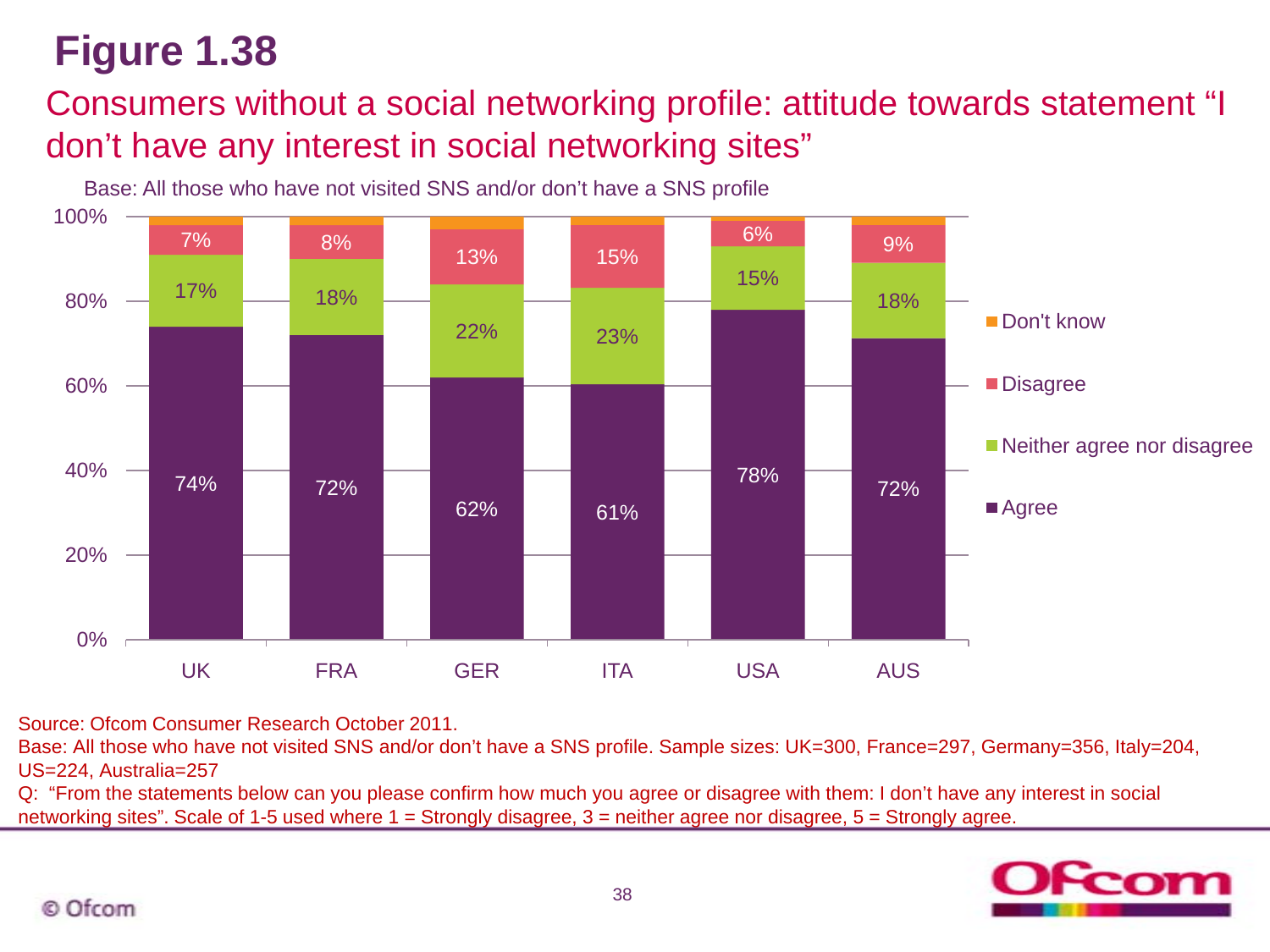# Figure 1.38

## Consumers without a social networking profile: attitude towards statement "I don't have any interest in social networking sites"

Base: All those who have not visited SNS and/or don't have a SNS profile

100%
80%
60%
40%
20%
0%

UK: 74%, 17%, 7%
FRA: 72%, 18%, 8%
GER: 62%, 22%, 13%
ITA: 61%, 23%, 15%
USA: 78%, 15%, 6%
AUS: 72%, 18%, 9%

Don't know
Disagree
Neither agree nor disagree
Agree

Source: Ofcom Consumer Research October 2011.

Base: All those who have not visited SNS and/or don't have a SNS profile. Sample sizes: UK=300, France=297, Germany=356, Italy=204, US=224, Australia=257

Q: "From the statements below can you please confirm how much you agree or disagree with them: I don't have any interest in social networking sites". Scale of 1-5 used where 1 = Strongly disagree, 3 = neither agree nor disagree, 5 = Strongly agree.

© Ofcom

Ofcom